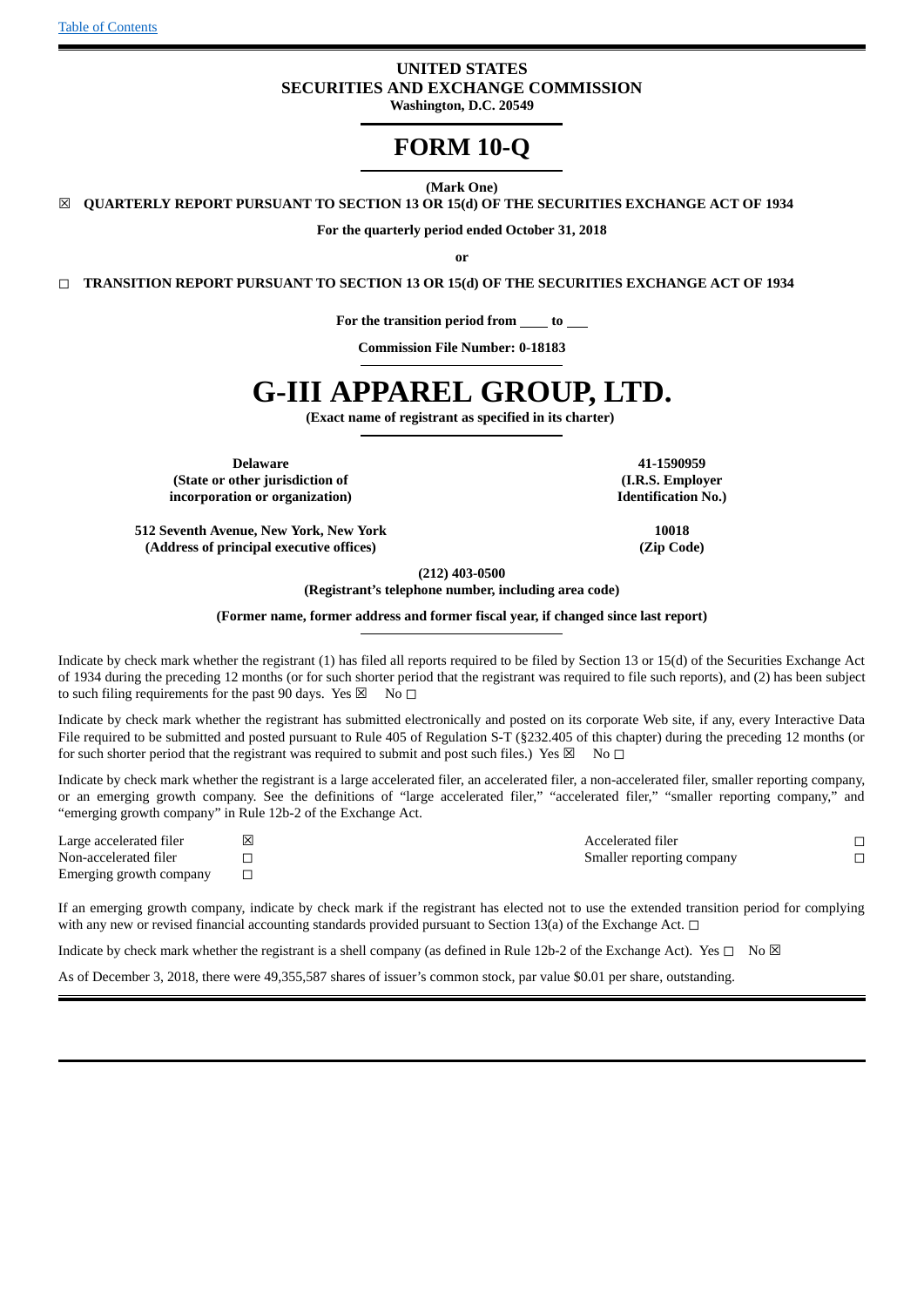Table of Contents

**UNITED STATES**
**SECURITIES AND EXCHANGE COMMISSION**
**Washington, D.C. 20549**

# FORM 10-Q

**(Mark One)**

☒ **QUARTERLY REPORT PURSUANT TO SECTION 13 OR 15(d) OF THE SECURITIES EXCHANGE ACT OF 1934**

**For the quarterly period ended October 31, 2018**

**or**

☐ **TRANSITION REPORT PURSUANT TO SECTION 13 OR 15(d) OF THE SECURITIES EXCHANGE ACT OF 1934**

**For the transition period from \_\_\_\_ to \_\_\_**

**Commission File Number: 0-18183**

# G-III APPAREL GROUP, LTD.

**(Exact name of registrant as specified in its charter)**

| | |
|---|---|
| **Delaware** | **41-1590959** |
| **(State or other jurisdiction of incorporation or organization)** | **(I.R.S. Employer Identification No.)** |
| **512 Seventh Avenue, New York, New York** | **10018** |
| **(Address of principal executive offices)** | **(Zip Code)** |

**(212) 403-0500**
**(Registrant's telephone number, including area code)**

**(Former name, former address and former fiscal year, if changed since last report)**

Indicate by check mark whether the registrant (1) has filed all reports required to be filed by Section 13 or 15(d) of the Securities Exchange Act of 1934 during the preceding 12 months (or for such shorter period that the registrant was required to file such reports), and (2) has been subject to such filing requirements for the past 90 days. Yes ☒ No ☐

Indicate by check mark whether the registrant has submitted electronically and posted on its corporate Web site, if any, every Interactive Data File required to be submitted and posted pursuant to Rule 405 of Regulation S-T (§232.405 of this chapter) during the preceding 12 months (or for such shorter period that the registrant was required to submit and post such files.) Yes ☒ No ☐

Indicate by check mark whether the registrant is a large accelerated filer, an accelerated filer, a non-accelerated filer, smaller reporting company, or an emerging growth company. See the definitions of "large accelerated filer," "accelerated filer," "smaller reporting company," and "emerging growth company" in Rule 12b-2 of the Exchange Act.

| | | | |
|---|---|---|---|
| Large accelerated filer | ☒ | Accelerated filer | ☐ |
| Non-accelerated filer | ☐ | Smaller reporting company | ☐ |
| Emerging growth company | ☐ | | |

If an emerging growth company, indicate by check mark if the registrant has elected not to use the extended transition period for complying with any new or revised financial accounting standards provided pursuant to Section 13(a) of the Exchange Act. ☐

Indicate by check mark whether the registrant is a shell company (as defined in Rule 12b-2 of the Exchange Act). Yes ☐ No ☒

As of December 3, 2018, there were 49,355,587 shares of issuer's common stock, par value $0.01 per share, outstanding.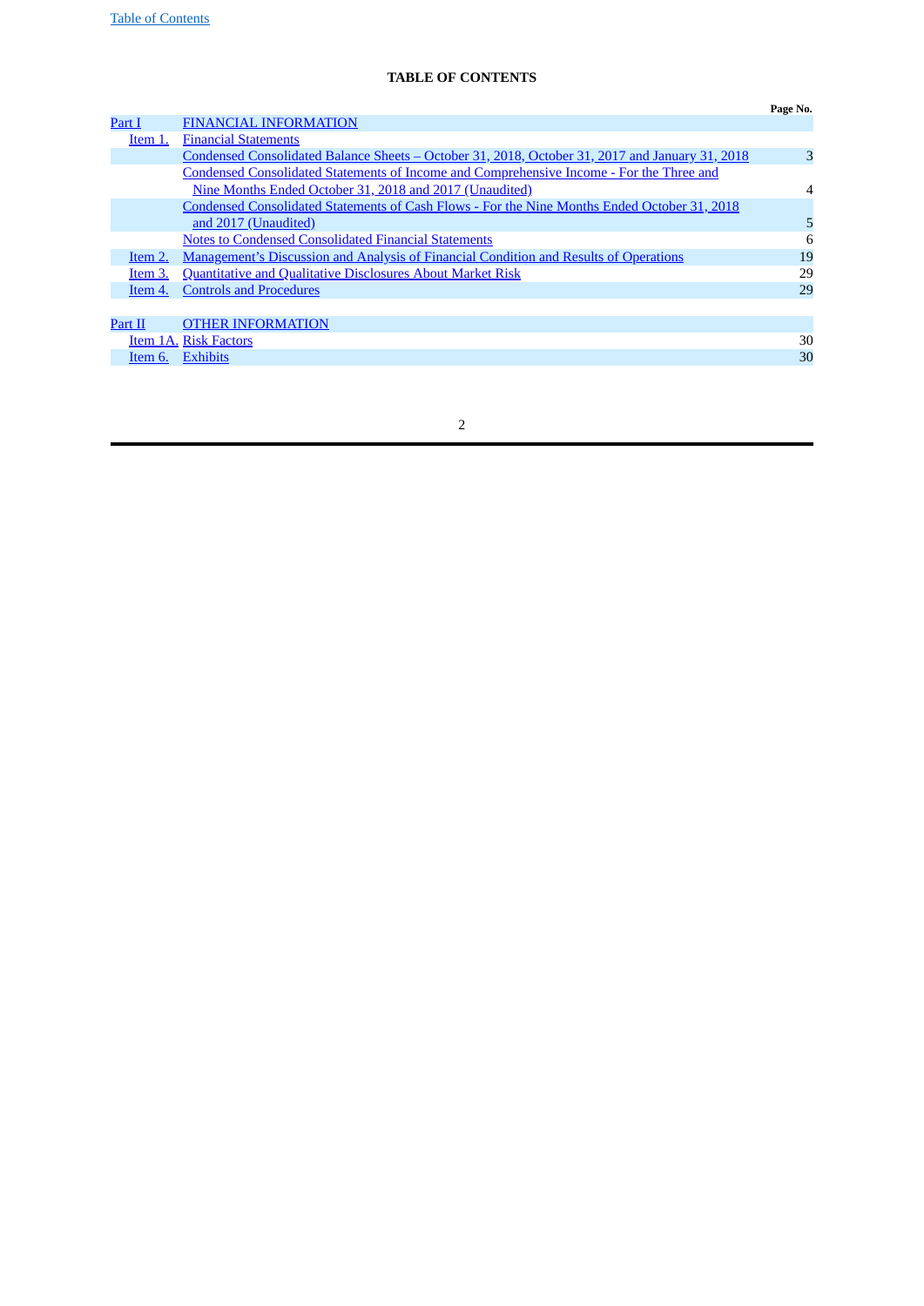## TABLE OF CONTENTS

| | | Page No. |
|---|---|---|
| Part I | FINANCIAL INFORMATION | |
| Item 1. | Financial Statements | |
| | Condensed Consolidated Balance Sheets – October 31, 2018, October 31, 2017 and January 31, 2018 | 3 |
| | Condensed Consolidated Statements of Income and Comprehensive Income - For the Three and Nine Months Ended October 31, 2018 and 2017 (Unaudited) | 4 |
| | Condensed Consolidated Statements of Cash Flows - For the Nine Months Ended October 31, 2018 and 2017 (Unaudited) | 5 |
| | Notes to Condensed Consolidated Financial Statements | 6 |
| Item 2. | Management's Discussion and Analysis of Financial Condition and Results of Operations | 19 |
| Item 3. | Quantitative and Qualitative Disclosures About Market Risk | 29 |
| Item 4. | Controls and Procedures | 29 |
| | | |
| Part II | OTHER INFORMATION | |
| Item 1A. | Risk Factors | 30 |
| Item 6. | Exhibits | 30 |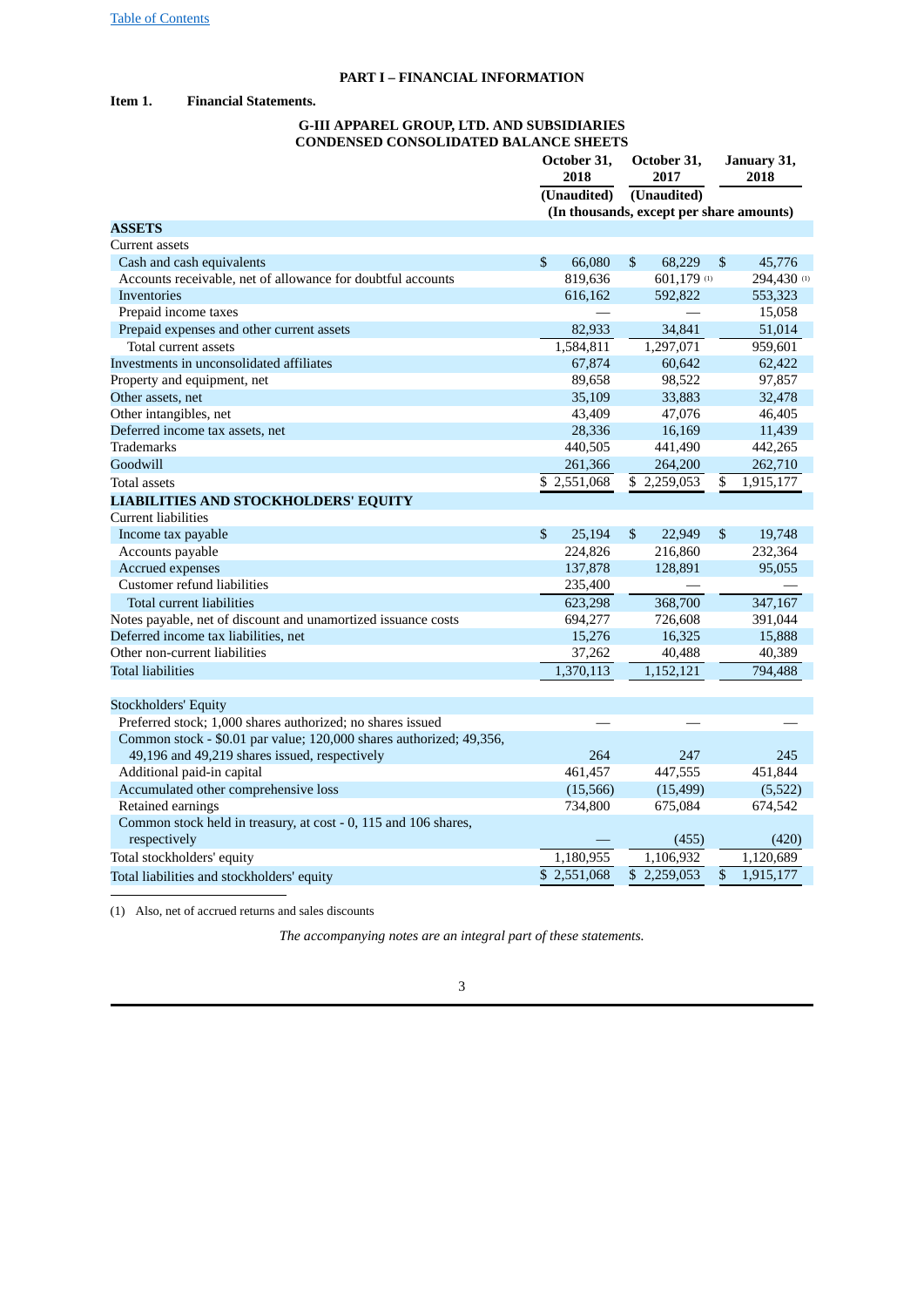# PART I – FINANCIAL INFORMATION

**Item 1. Financial Statements.**

## G-III APPAREL GROUP, LTD. AND SUBSIDIARIES
## CONDENSED CONSOLIDATED BALANCE SHEETS

| | October 31, 2018 (Unaudited) | October 31, 2017 (Unaudited) | January 31, 2018 |
|---|---|---|---|
| | (In thousands, except per share amounts) | | |
| **ASSETS** | | | |
| Current assets | | | |
| Cash and cash equivalents | $ 66,080 | $ 68,229 | $ 45,776 |
| Accounts receivable, net of allowance for doubtful accounts | 819,636 | 601,179 [(1)] | 294,430 [(1)] |
| Inventories | 616,162 | 592,822 | 553,323 |
| Prepaid income taxes | — | — | 15,058 |
| Prepaid expenses and other current assets | 82,933 | 34,841 | 51,014 |
| Total current assets | 1,584,811 | 1,297,071 | 959,601 |
| Investments in unconsolidated affiliates | 67,874 | 60,642 | 62,422 |
| Property and equipment, net | 89,658 | 98,522 | 97,857 |
| Other assets, net | 35,109 | 33,883 | 32,478 |
| Other intangibles, net | 43,409 | 47,076 | 46,405 |
| Deferred income tax assets, net | 28,336 | 16,169 | 11,439 |
| Trademarks | 440,505 | 441,490 | 442,265 |
| Goodwill | 261,366 | 264,200 | 262,710 |
| Total assets | $ 2,551,068 | $ 2,259,053 | $ 1,915,177 |
| **LIABILITIES AND STOCKHOLDERS' EQUITY** | | | |
| Current liabilities | | | |
| Income tax payable | $ 25,194 | $ 22,949 | $ 19,748 |
| Accounts payable | 224,826 | 216,860 | 232,364 |
| Accrued expenses | 137,878 | 128,891 | 95,055 |
| Customer refund liabilities | 235,400 | — | — |
| Total current liabilities | 623,298 | 368,700 | 347,167 |
| Notes payable, net of discount and unamortized issuance costs | 694,277 | 726,608 | 391,044 |
| Deferred income tax liabilities, net | 15,276 | 16,325 | 15,888 |
| Other non-current liabilities | 37,262 | 40,488 | 40,389 |
| Total liabilities | 1,370,113 | 1,152,121 | 794,488 |
| | | | |
| Stockholders' Equity | | | |
| Preferred stock; 1,000 shares authorized; no shares issued | — | — | — |
| Common stock - $0.01 par value; 120,000 shares authorized; 49,356, 49,196 and 49,219 shares issued, respectively | 264 | 247 | 245 |
| Additional paid-in capital | 461,457 | 447,555 | 451,844 |
| Accumulated other comprehensive loss | (15,566) | (15,499) | (5,522) |
| Retained earnings | 734,800 | 675,084 | 674,542 |
| Common stock held in treasury, at cost - 0, 115 and 106 shares, respectively | — | (455) | (420) |
| Total stockholders' equity | 1,180,955 | 1,106,932 | 1,120,689 |
| Total liabilities and stockholders' equity | $ 2,551,068 | $ 2,259,053 | $ 1,915,177 |

(1) Also, net of accrued returns and sales discounts

*The accompanying notes are an integral part of these statements.*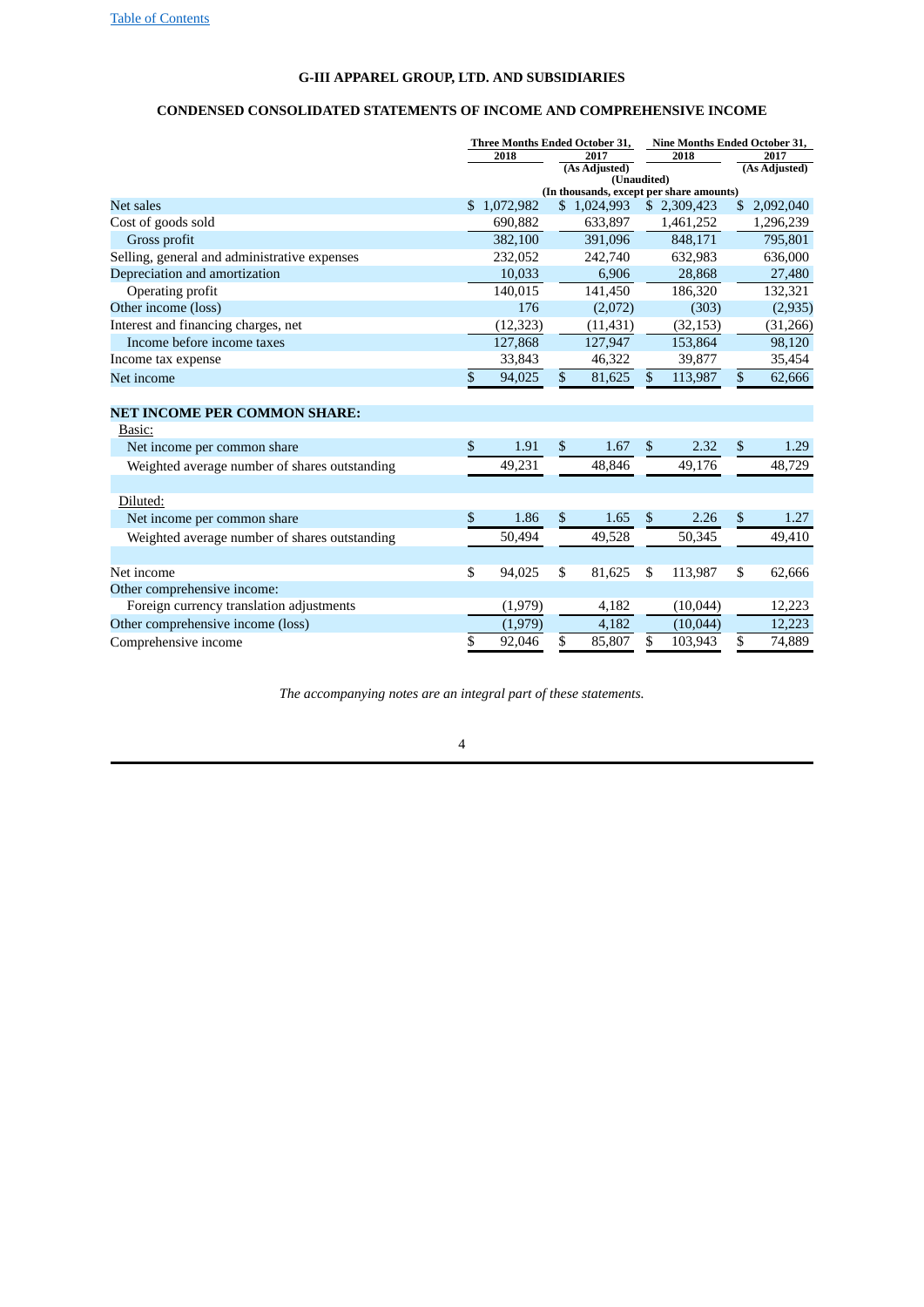Table of Contents

# G-III APPAREL GROUP, LTD. AND SUBSIDIARIES

## CONDENSED CONSOLIDATED STATEMENTS OF INCOME AND COMPREHENSIVE INCOME

| | Three Months Ended October 31, | | Nine Months Ended October 31, | |
|---|---|---|---|---|
| | 2018 | 2017 (As Adjusted) | 2018 | 2017 (As Adjusted) |
| | (Unaudited) (In thousands, except per share amounts) | | | |
| Net sales | $ 1,072,982 | $ 1,024,993 | $ 2,309,423 | $ 2,092,040 |
| Cost of goods sold | 690,882 | 633,897 | 1,461,252 | 1,296,239 |
| Gross profit | 382,100 | 391,096 | 848,171 | 795,801 |
| Selling, general and administrative expenses | 232,052 | 242,740 | 632,983 | 636,000 |
| Depreciation and amortization | 10,033 | 6,906 | 28,868 | 27,480 |
| Operating profit | 140,015 | 141,450 | 186,320 | 132,321 |
| Other income (loss) | 176 | (2,072) | (303) | (2,935) |
| Interest and financing charges, net | (12,323) | (11,431) | (32,153) | (31,266) |
| Income before income taxes | 127,868 | 127,947 | 153,864 | 98,120 |
| Income tax expense | 33,843 | 46,322 | 39,877 | 35,454 |
| Net income | $ 94,025 | $ 81,625 | $ 113,987 | $ 62,666 |
| **NET INCOME PER COMMON SHARE:** | | | | |
| Basic: | | | | |
| Net income per common share | $ 1.91 | $ 1.67 | $ 2.32 | $ 1.29 |
| Weighted average number of shares outstanding | 49,231 | 48,846 | 49,176 | 48,729 |
| Diluted: | | | | |
| Net income per common share | $ 1.86 | $ 1.65 | $ 2.26 | $ 1.27 |
| Weighted average number of shares outstanding | 50,494 | 49,528 | 50,345 | 49,410 |
| Net income | $ 94,025 | $ 81,625 | $ 113,987 | $ 62,666 |
| Other comprehensive income: | | | | |
| Foreign currency translation adjustments | (1,979) | 4,182 | (10,044) | 12,223 |
| Other comprehensive income (loss) | (1,979) | 4,182 | (10,044) | 12,223 |
| Comprehensive income | $ 92,046 | $ 85,807 | $ 103,943 | $ 74,889 |

*The accompanying notes are an integral part of these statements.*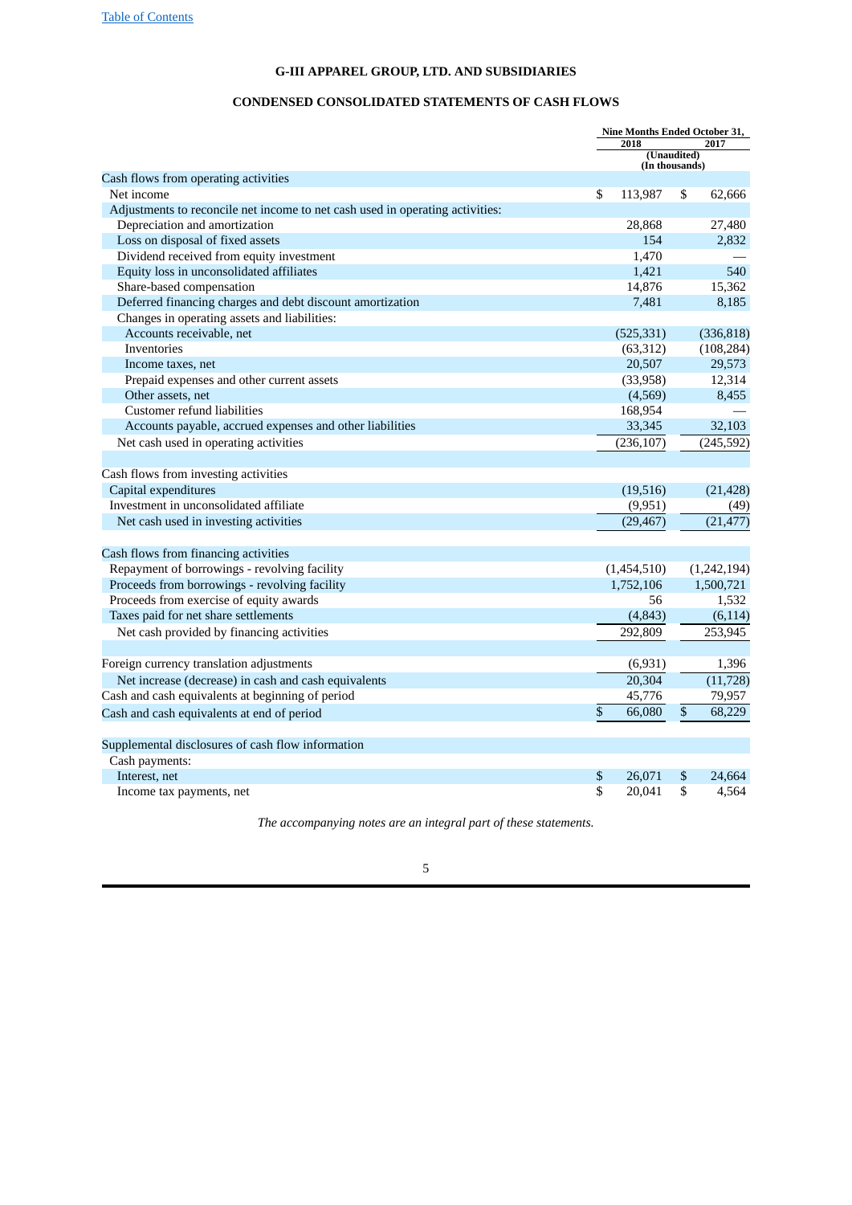Table of Contents

# G-III APPAREL GROUP, LTD. AND SUBSIDIARIES

## CONDENSED CONSOLIDATED STATEMENTS OF CASH FLOWS

| | Nine Months Ended October 31, | |
|---|---|---|
| | 2018 | 2017 |
| | (Unaudited) (In thousands) | |
| Cash flows from operating activities | | |
| Net income | $ 113,987 | $ 62,666 |
| Adjustments to reconcile net income to net cash used in operating activities: | | |
| Depreciation and amortization | 28,868 | 27,480 |
| Loss on disposal of fixed assets | 154 | 2,832 |
| Dividend received from equity investment | 1,470 | — |
| Equity loss in unconsolidated affiliates | 1,421 | 540 |
| Share-based compensation | 14,876 | 15,362 |
| Deferred financing charges and debt discount amortization | 7,481 | 8,185 |
| Changes in operating assets and liabilities: | | |
| Accounts receivable, net | (525,331) | (336,818) |
| Inventories | (63,312) | (108,284) |
| Income taxes, net | 20,507 | 29,573 |
| Prepaid expenses and other current assets | (33,958) | 12,314 |
| Other assets, net | (4,569) | 8,455 |
| Customer refund liabilities | 168,954 | — |
| Accounts payable, accrued expenses and other liabilities | 33,345 | 32,103 |
| Net cash used in operating activities | (236,107) | (245,592) |
| | | |
| Cash flows from investing activities | | |
| Capital expenditures | (19,516) | (21,428) |
| Investment in unconsolidated affiliate | (9,951) | (49) |
| Net cash used in investing activities | (29,467) | (21,477) |
| | | |
| Cash flows from financing activities | | |
| Repayment of borrowings - revolving facility | (1,454,510) | (1,242,194) |
| Proceeds from borrowings - revolving facility | 1,752,106 | 1,500,721 |
| Proceeds from exercise of equity awards | 56 | 1,532 |
| Taxes paid for net share settlements | (4,843) | (6,114) |
| Net cash provided by financing activities | 292,809 | 253,945 |
| | | |
| Foreign currency translation adjustments | (6,931) | 1,396 |
| Net increase (decrease) in cash and cash equivalents | 20,304 | (11,728) |
| Cash and cash equivalents at beginning of period | 45,776 | 79,957 |
| Cash and cash equivalents at end of period | $ 66,080 | $ 68,229 |
| | | |
| Supplemental disclosures of cash flow information | | |
| Cash payments: | | |
| Interest, net | $ 26,071 | $ 24,664 |
| Income tax payments, net | $ 20,041 | $ 4,564 |

*The accompanying notes are an integral part of these statements.*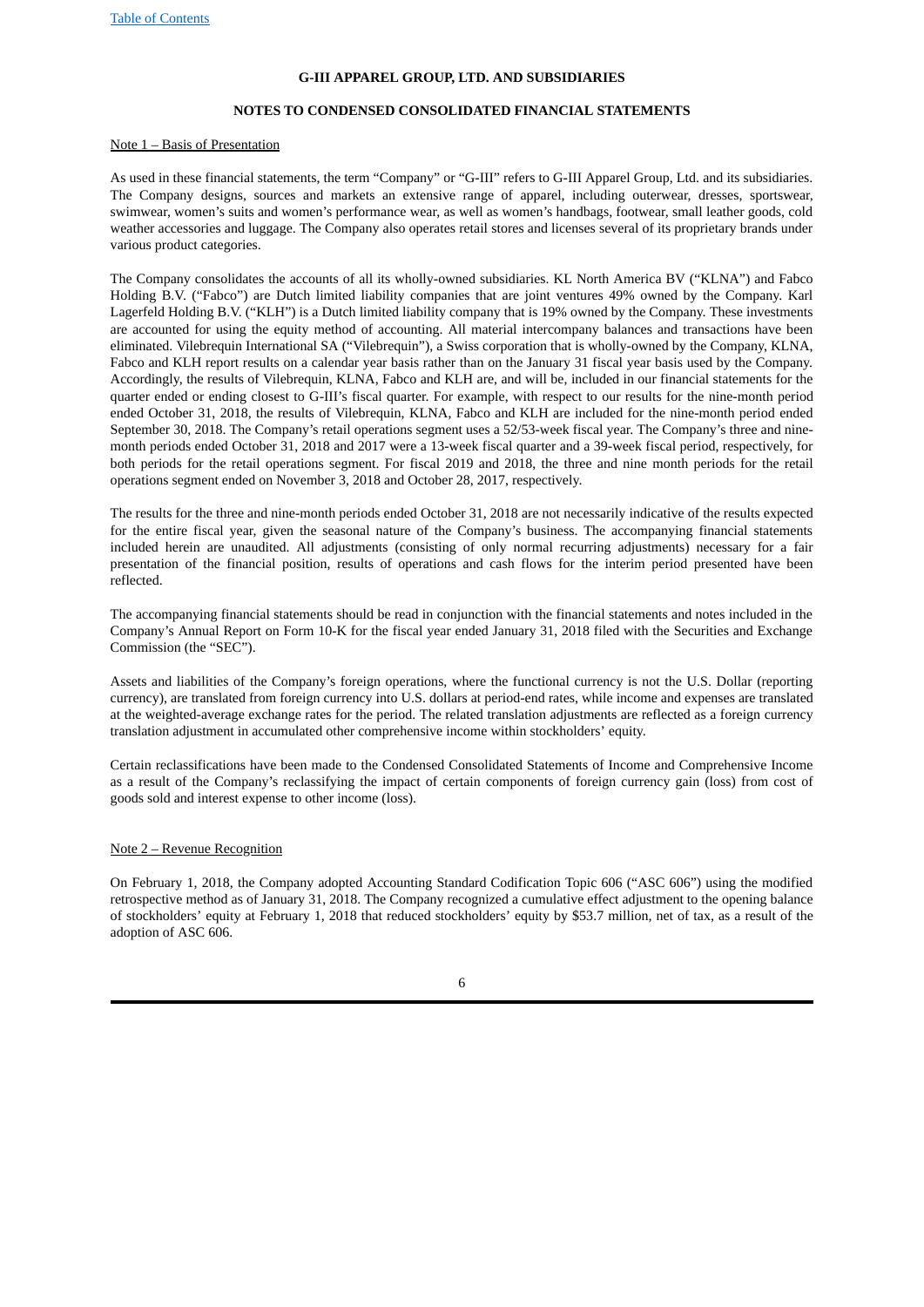# G-III APPAREL GROUP, LTD. AND SUBSIDIARIES

## NOTES TO CONDENSED CONSOLIDATED FINANCIAL STATEMENTS

Note 1 – Basis of Presentation

As used in these financial statements, the term "Company" or "G-III" refers to G-III Apparel Group, Ltd. and its subsidiaries. The Company designs, sources and markets an extensive range of apparel, including outerwear, dresses, sportswear, swimwear, women's suits and women's performance wear, as well as women's handbags, footwear, small leather goods, cold weather accessories and luggage. The Company also operates retail stores and licenses several of its proprietary brands under various product categories.

The Company consolidates the accounts of all its wholly-owned subsidiaries. KL North America BV ("KLNA") and Fabco Holding B.V. ("Fabco") are Dutch limited liability companies that are joint ventures 49% owned by the Company. Karl Lagerfeld Holding B.V. ("KLH") is a Dutch limited liability company that is 19% owned by the Company. These investments are accounted for using the equity method of accounting. All material intercompany balances and transactions have been eliminated. Vilebrequin International SA ("Vilebrequin"), a Swiss corporation that is wholly-owned by the Company, KLNA, Fabco and KLH report results on a calendar year basis rather than on the January 31 fiscal year basis used by the Company. Accordingly, the results of Vilebrequin, KLNA, Fabco and KLH are, and will be, included in our financial statements for the quarter ended or ending closest to G-III's fiscal quarter. For example, with respect to our results for the nine-month period ended October 31, 2018, the results of Vilebrequin, KLNA, Fabco and KLH are included for the nine-month period ended September 30, 2018. The Company's retail operations segment uses a 52/53-week fiscal year. The Company's three and nine-month periods ended October 31, 2018 and 2017 were a 13-week fiscal quarter and a 39-week fiscal period, respectively, for both periods for the retail operations segment. For fiscal 2019 and 2018, the three and nine month periods for the retail operations segment ended on November 3, 2018 and October 28, 2017, respectively.

The results for the three and nine-month periods ended October 31, 2018 are not necessarily indicative of the results expected for the entire fiscal year, given the seasonal nature of the Company's business. The accompanying financial statements included herein are unaudited. All adjustments (consisting of only normal recurring adjustments) necessary for a fair presentation of the financial position, results of operations and cash flows for the interim period presented have been reflected.

The accompanying financial statements should be read in conjunction with the financial statements and notes included in the Company's Annual Report on Form 10-K for the fiscal year ended January 31, 2018 filed with the Securities and Exchange Commission (the "SEC").

Assets and liabilities of the Company's foreign operations, where the functional currency is not the U.S. Dollar (reporting currency), are translated from foreign currency into U.S. dollars at period-end rates, while income and expenses are translated at the weighted-average exchange rates for the period. The related translation adjustments are reflected as a foreign currency translation adjustment in accumulated other comprehensive income within stockholders' equity.

Certain reclassifications have been made to the Condensed Consolidated Statements of Income and Comprehensive Income as a result of the Company's reclassifying the impact of certain components of foreign currency gain (loss) from cost of goods sold and interest expense to other income (loss).

Note 2 – Revenue Recognition

On February 1, 2018, the Company adopted Accounting Standard Codification Topic 606 ("ASC 606") using the modified retrospective method as of January 31, 2018. The Company recognized a cumulative effect adjustment to the opening balance of stockholders' equity at February 1, 2018 that reduced stockholders' equity by $53.7 million, net of tax, as a result of the adoption of ASC 606.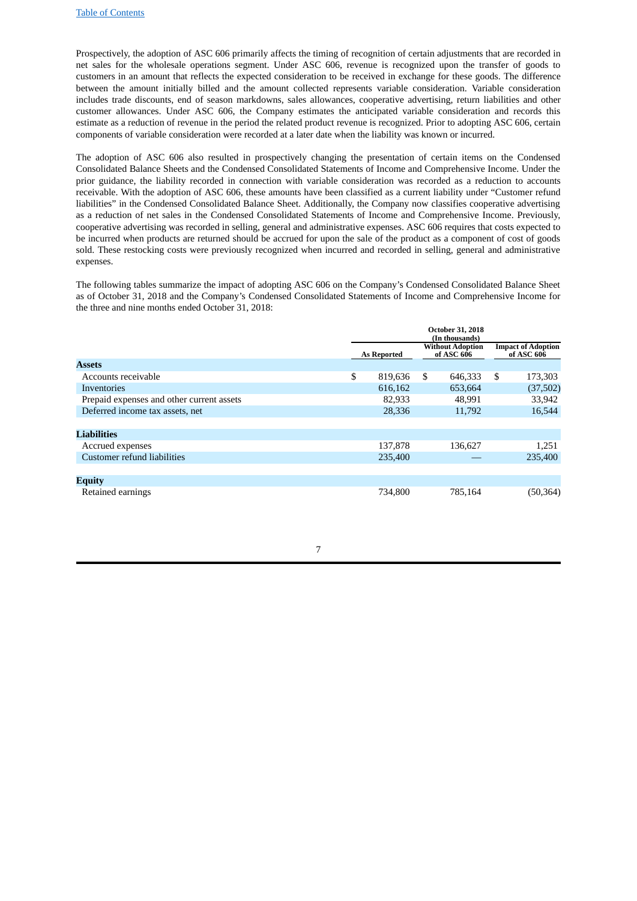Prospectively, the adoption of ASC 606 primarily affects the timing of recognition of certain adjustments that are recorded in net sales for the wholesale operations segment. Under ASC 606, revenue is recognized upon the transfer of goods to customers in an amount that reflects the expected consideration to be received in exchange for these goods. The difference between the amount initially billed and the amount collected represents variable consideration. Variable consideration includes trade discounts, end of season markdowns, sales allowances, cooperative advertising, return liabilities and other customer allowances. Under ASC 606, the Company estimates the anticipated variable consideration and records this estimate as a reduction of revenue in the period the related product revenue is recognized. Prior to adopting ASC 606, certain components of variable consideration were recorded at a later date when the liability was known or incurred.

The adoption of ASC 606 also resulted in prospectively changing the presentation of certain items on the Condensed Consolidated Balance Sheets and the Condensed Consolidated Statements of Income and Comprehensive Income. Under the prior guidance, the liability recorded in connection with variable consideration was recorded as a reduction to accounts receivable. With the adoption of ASC 606, these amounts have been classified as a current liability under "Customer refund liabilities" in the Condensed Consolidated Balance Sheet. Additionally, the Company now classifies cooperative advertising as a reduction of net sales in the Condensed Consolidated Statements of Income and Comprehensive Income. Previously, cooperative advertising was recorded in selling, general and administrative expenses. ASC 606 requires that costs expected to be incurred when products are returned should be accrued for upon the sale of the product as a component of cost of goods sold. These restocking costs were previously recognized when incurred and recorded in selling, general and administrative expenses.

The following tables summarize the impact of adopting ASC 606 on the Company's Condensed Consolidated Balance Sheet as of October 31, 2018 and the Company's Condensed Consolidated Statements of Income and Comprehensive Income for the three and nine months ended October 31, 2018:

| | October 31, 2018 (In thousands) | | |
|---|---|---|---|
| | As Reported | Without Adoption of ASC 606 | Impact of Adoption of ASC 606 |
| **Assets** | | | |
| Accounts receivable | $ 819,636 | $ 646,333 | $ 173,303 |
| Inventories | 616,162 | 653,664 | (37,502) |
| Prepaid expenses and other current assets | 82,933 | 48,991 | 33,942 |
| Deferred income tax assets, net | 28,336 | 11,792 | 16,544 |
| **Liabilities** | | | |
| Accrued expenses | 137,878 | 136,627 | 1,251 |
| Customer refund liabilities | 235,400 | — | 235,400 |
| **Equity** | | | |
| Retained earnings | 734,800 | 785,164 | (50,364) |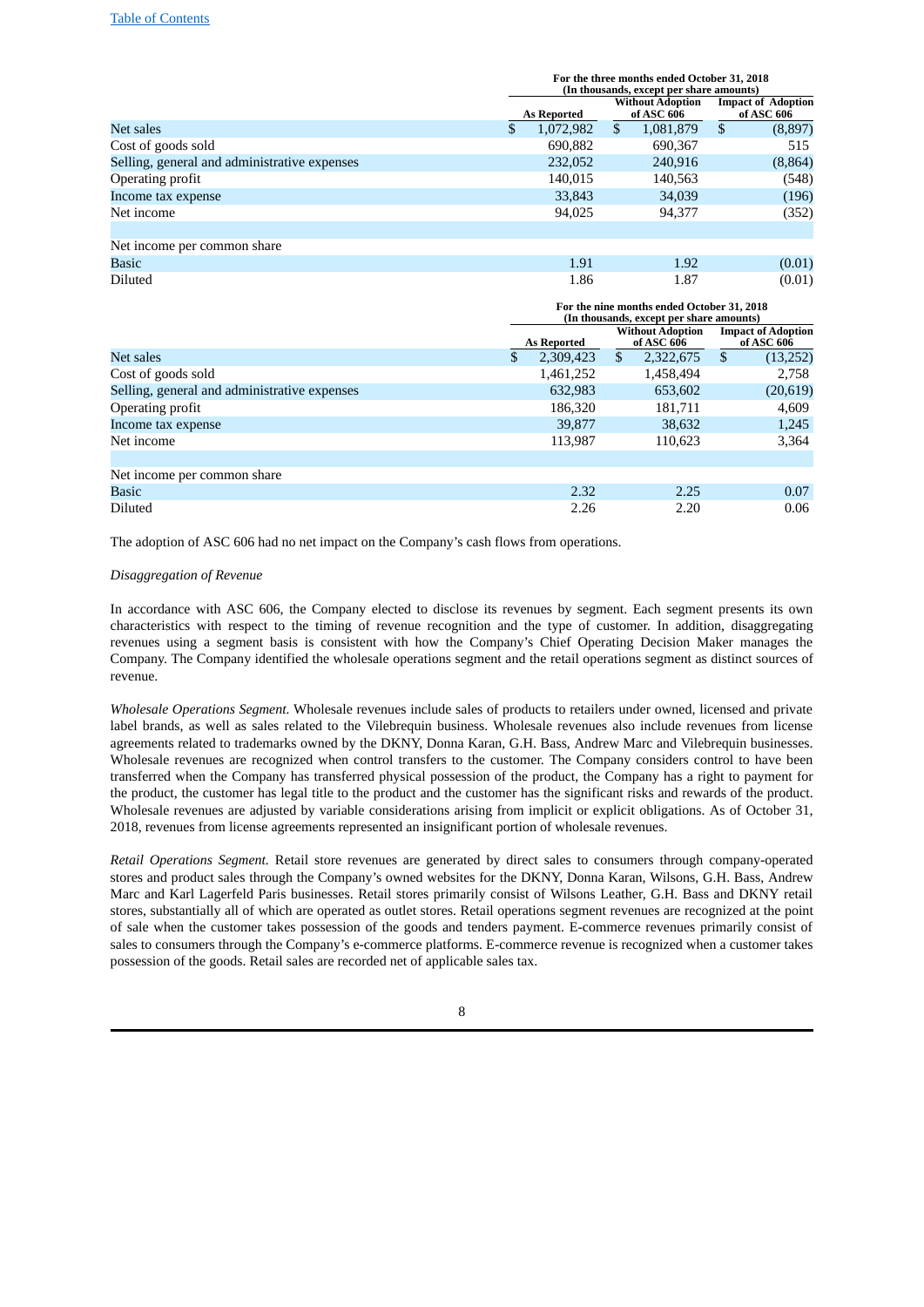|  | For the three months ended October 31, 2018 (In thousands, except per share amounts) | | |
|---|---|---|---|
|  | As Reported | Without Adoption of ASC 606 | Impact of Adoption of ASC 606 |
| Net sales | $ 1,072,982 | $ 1,081,879 | $ (8,897) |
| Cost of goods sold | 690,882 | 690,367 | 515 |
| Selling, general and administrative expenses | 232,052 | 240,916 | (8,864) |
| Operating profit | 140,015 | 140,563 | (548) |
| Income tax expense | 33,843 | 34,039 | (196) |
| Net income | 94,025 | 94,377 | (352) |
|  |  |  |  |
| Net income per common share |  |  |  |
| Basic | 1.91 | 1.92 | (0.01) |
| Diluted | 1.86 | 1.87 | (0.01) |

|  | For the nine months ended October 31, 2018 (In thousands, except per share amounts) | | |
|---|---|---|---|
|  | As Reported | Without Adoption of ASC 606 | Impact of Adoption of ASC 606 |
| Net sales | $ 2,309,423 | $ 2,322,675 | $ (13,252) |
| Cost of goods sold | 1,461,252 | 1,458,494 | 2,758 |
| Selling, general and administrative expenses | 632,983 | 653,602 | (20,619) |
| Operating profit | 186,320 | 181,711 | 4,609 |
| Income tax expense | 39,877 | 38,632 | 1,245 |
| Net income | 113,987 | 110,623 | 3,364 |
|  |  |  |  |
| Net income per common share |  |  |  |
| Basic | 2.32 | 2.25 | 0.07 |
| Diluted | 2.26 | 2.20 | 0.06 |

The adoption of ASC 606 had no net impact on the Company's cash flows from operations.

*Disaggregation of Revenue*

In accordance with ASC 606, the Company elected to disclose its revenues by segment. Each segment presents its own characteristics with respect to the timing of revenue recognition and the type of customer. In addition, disaggregating revenues using a segment basis is consistent with how the Company's Chief Operating Decision Maker manages the Company. The Company identified the wholesale operations segment and the retail operations segment as distinct sources of revenue.

*Wholesale Operations Segment.* Wholesale revenues include sales of products to retailers under owned, licensed and private label brands, as well as sales related to the Vilebrequin business. Wholesale revenues also include revenues from license agreements related to trademarks owned by the DKNY, Donna Karan, G.H. Bass, Andrew Marc and Vilebrequin businesses. Wholesale revenues are recognized when control transfers to the customer. The Company considers control to have been transferred when the Company has transferred physical possession of the product, the Company has a right to payment for the product, the customer has legal title to the product and the customer has the significant risks and rewards of the product. Wholesale revenues are adjusted by variable considerations arising from implicit or explicit obligations. As of October 31, 2018, revenues from license agreements represented an insignificant portion of wholesale revenues.

*Retail Operations Segment.* Retail store revenues are generated by direct sales to consumers through company-operated stores and product sales through the Company's owned websites for the DKNY, Donna Karan, Wilsons, G.H. Bass, Andrew Marc and Karl Lagerfeld Paris businesses. Retail stores primarily consist of Wilsons Leather, G.H. Bass and DKNY retail stores, substantially all of which are operated as outlet stores. Retail operations segment revenues are recognized at the point of sale when the customer takes possession of the goods and tenders payment. E-commerce revenues primarily consist of sales to consumers through the Company's e-commerce platforms. E-commerce revenue is recognized when a customer takes possession of the goods. Retail sales are recorded net of applicable sales tax.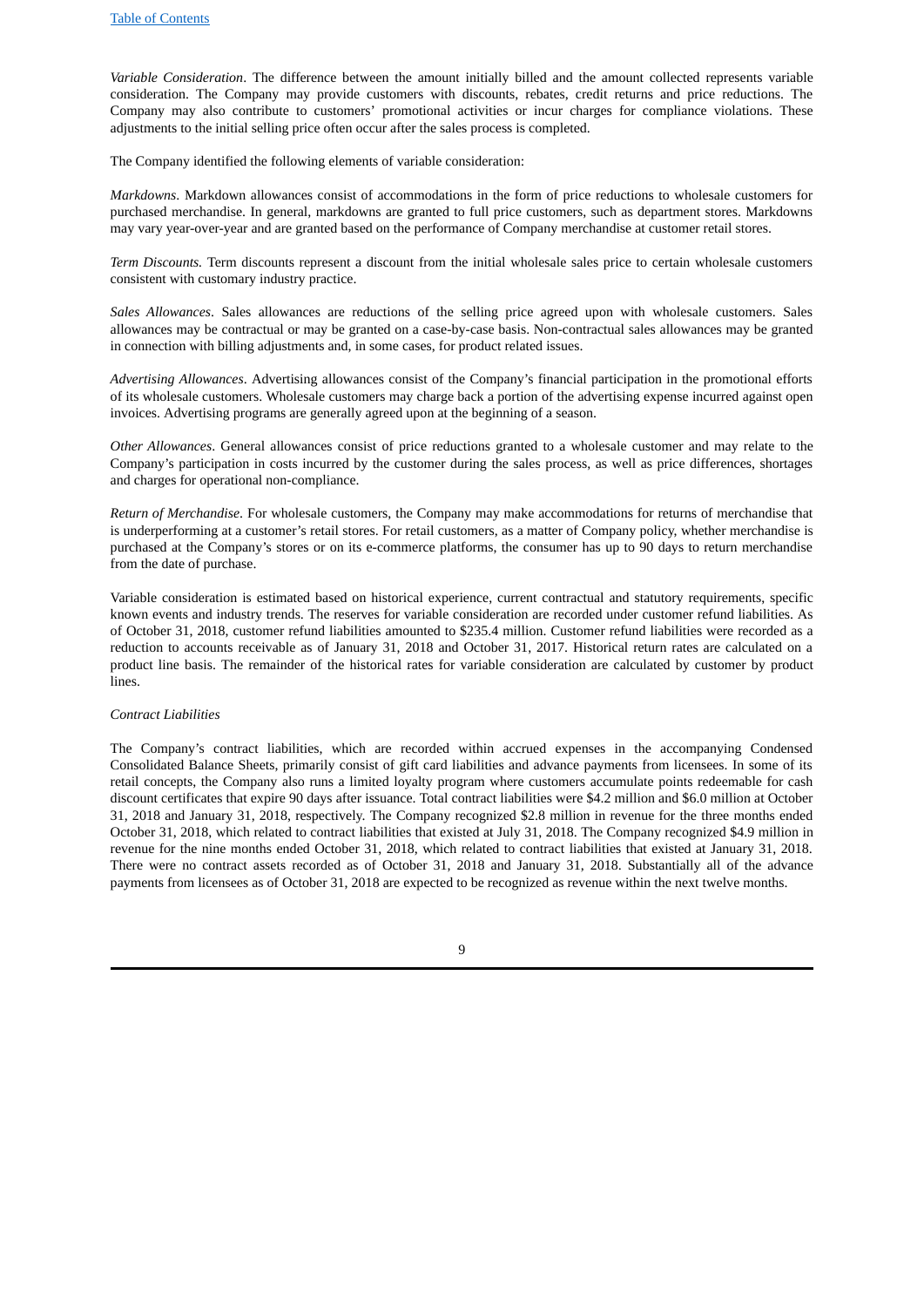*Variable Consideration*. The difference between the amount initially billed and the amount collected represents variable consideration. The Company may provide customers with discounts, rebates, credit returns and price reductions. The Company may also contribute to customers' promotional activities or incur charges for compliance violations. These adjustments to the initial selling price often occur after the sales process is completed.

The Company identified the following elements of variable consideration:

*Markdowns*. Markdown allowances consist of accommodations in the form of price reductions to wholesale customers for purchased merchandise. In general, markdowns are granted to full price customers, such as department stores. Markdowns may vary year-over-year and are granted based on the performance of Company merchandise at customer retail stores.

*Term Discounts.* Term discounts represent a discount from the initial wholesale sales price to certain wholesale customers consistent with customary industry practice.

*Sales Allowances*. Sales allowances are reductions of the selling price agreed upon with wholesale customers. Sales allowances may be contractual or may be granted on a case-by-case basis. Non-contractual sales allowances may be granted in connection with billing adjustments and, in some cases, for product related issues.

*Advertising Allowances*. Advertising allowances consist of the Company's financial participation in the promotional efforts of its wholesale customers. Wholesale customers may charge back a portion of the advertising expense incurred against open invoices. Advertising programs are generally agreed upon at the beginning of a season.

*Other Allowances*. General allowances consist of price reductions granted to a wholesale customer and may relate to the Company's participation in costs incurred by the customer during the sales process, as well as price differences, shortages and charges for operational non-compliance.

*Return of Merchandise*. For wholesale customers, the Company may make accommodations for returns of merchandise that is underperforming at a customer's retail stores. For retail customers, as a matter of Company policy, whether merchandise is purchased at the Company's stores or on its e-commerce platforms, the consumer has up to 90 days to return merchandise from the date of purchase.

Variable consideration is estimated based on historical experience, current contractual and statutory requirements, specific known events and industry trends. The reserves for variable consideration are recorded under customer refund liabilities. As of October 31, 2018, customer refund liabilities amounted to $235.4 million. Customer refund liabilities were recorded as a reduction to accounts receivable as of January 31, 2018 and October 31, 2017. Historical return rates are calculated on a product line basis. The remainder of the historical rates for variable consideration are calculated by customer by product lines.

*Contract Liabilities*

The Company's contract liabilities, which are recorded within accrued expenses in the accompanying Condensed Consolidated Balance Sheets, primarily consist of gift card liabilities and advance payments from licensees. In some of its retail concepts, the Company also runs a limited loyalty program where customers accumulate points redeemable for cash discount certificates that expire 90 days after issuance. Total contract liabilities were $4.2 million and $6.0 million at October 31, 2018 and January 31, 2018, respectively. The Company recognized $2.8 million in revenue for the three months ended October 31, 2018, which related to contract liabilities that existed at July 31, 2018. The Company recognized $4.9 million in revenue for the nine months ended October 31, 2018, which related to contract liabilities that existed at January 31, 2018. There were no contract assets recorded as of October 31, 2018 and January 31, 2018. Substantially all of the advance payments from licensees as of October 31, 2018 are expected to be recognized as revenue within the next twelve months.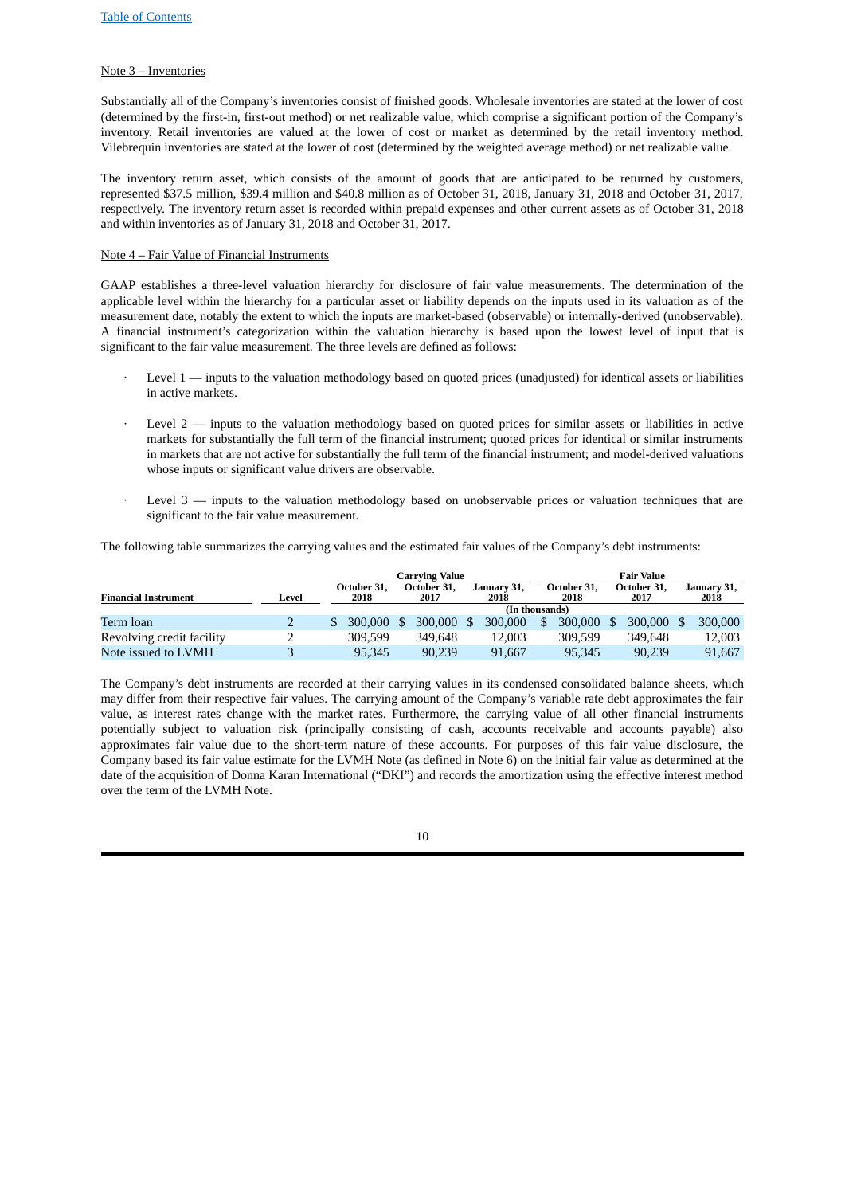Note 3 – Inventories

Substantially all of the Company's inventories consist of finished goods. Wholesale inventories are stated at the lower of cost (determined by the first-in, first-out method) or net realizable value, which comprise a significant portion of the Company's inventory. Retail inventories are valued at the lower of cost or market as determined by the retail inventory method. Vilebrequin inventories are stated at the lower of cost (determined by the weighted average method) or net realizable value.

The inventory return asset, which consists of the amount of goods that are anticipated to be returned by customers, represented $37.5 million, $39.4 million and $40.8 million as of October 31, 2018, January 31, 2018 and October 31, 2017, respectively. The inventory return asset is recorded within prepaid expenses and other current assets as of October 31, 2018 and within inventories as of January 31, 2018 and October 31, 2017.

Note 4 – Fair Value of Financial Instruments

GAAP establishes a three-level valuation hierarchy for disclosure of fair value measurements. The determination of the applicable level within the hierarchy for a particular asset or liability depends on the inputs used in its valuation as of the measurement date, notably the extent to which the inputs are market-based (observable) or internally-derived (unobservable). A financial instrument's categorization within the valuation hierarchy is based upon the lowest level of input that is significant to the fair value measurement. The three levels are defined as follows:

- Level 1 — inputs to the valuation methodology based on quoted prices (unadjusted) for identical assets or liabilities in active markets.
- Level 2 — inputs to the valuation methodology based on quoted prices for similar assets or liabilities in active markets for substantially the full term of the financial instrument; quoted prices for identical or similar instruments in markets that are not active for substantially the full term of the financial instrument; and model-derived valuations whose inputs or significant value drivers are observable.
- Level 3 — inputs to the valuation methodology based on unobservable prices or valuation techniques that are significant to the fair value measurement.

The following table summarizes the carrying values and the estimated fair values of the Company's debt instruments:

| Financial Instrument | Level | Carrying Value | | | Fair Value | | |
|---|---|---|---|---|---|---|---|
| | | October 31, 2018 | October 31, 2017 | January 31, 2018 | October 31, 2018 | October 31, 2017 | January 31, 2018 |
| | | (In thousands) | | | | | |
| Term loan | 2 | $ 300,000 | $ 300,000 | $ 300,000 | $ 300,000 | $ 300,000 | $ 300,000 |
| Revolving credit facility | 2 | 309,599 | 349,648 | 12,003 | 309,599 | 349,648 | 12,003 |
| Note issued to LVMH | 3 | 95,345 | 90,239 | 91,667 | 95,345 | 90,239 | 91,667 |

The Company's debt instruments are recorded at their carrying values in its condensed consolidated balance sheets, which may differ from their respective fair values. The carrying amount of the Company's variable rate debt approximates the fair value, as interest rates change with the market rates. Furthermore, the carrying value of all other financial instruments potentially subject to valuation risk (principally consisting of cash, accounts receivable and accounts payable) also approximates fair value due to the short-term nature of these accounts. For purposes of this fair value disclosure, the Company based its fair value estimate for the LVMH Note (as defined in Note 6) on the initial fair value as determined at the date of the acquisition of Donna Karan International ("DKI") and records the amortization using the effective interest method over the term of the LVMH Note.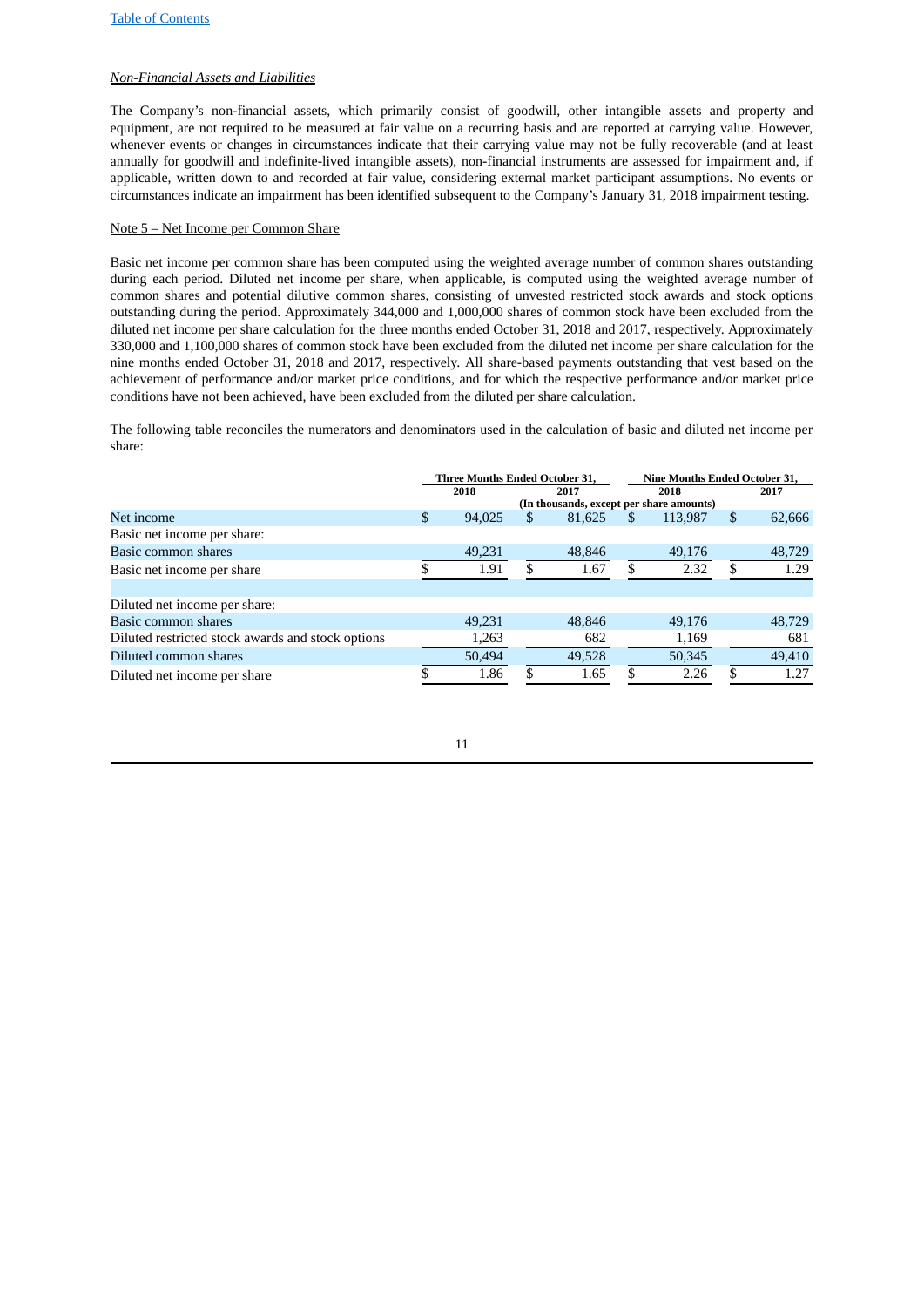*Non-Financial Assets and Liabilities*

The Company's non-financial assets, which primarily consist of goodwill, other intangible assets and property and equipment, are not required to be measured at fair value on a recurring basis and are reported at carrying value. However, whenever events or changes in circumstances indicate that their carrying value may not be fully recoverable (and at least annually for goodwill and indefinite-lived intangible assets), non-financial instruments are assessed for impairment and, if applicable, written down to and recorded at fair value, considering external market participant assumptions. No events or circumstances indicate an impairment has been identified subsequent to the Company's January 31, 2018 impairment testing.

Note 5 – Net Income per Common Share

Basic net income per common share has been computed using the weighted average number of common shares outstanding during each period. Diluted net income per share, when applicable, is computed using the weighted average number of common shares and potential dilutive common shares, consisting of unvested restricted stock awards and stock options outstanding during the period. Approximately 344,000 and 1,000,000 shares of common stock have been excluded from the diluted net income per share calculation for the three months ended October 31, 2018 and 2017, respectively. Approximately 330,000 and 1,100,000 shares of common stock have been excluded from the diluted net income per share calculation for the nine months ended October 31, 2018 and 2017, respectively. All share-based payments outstanding that vest based on the achievement of performance and/or market price conditions, and for which the respective performance and/or market price conditions have not been achieved, have been excluded from the diluted per share calculation.

The following table reconciles the numerators and denominators used in the calculation of basic and diluted net income per share:

| | Three Months Ended October 31, | | Nine Months Ended October 31, | |
|---|---|---|---|---|
| | 2018 | 2017 | 2018 | 2017 |
| | (In thousands, except per share amounts) | | | |
| Net income | $ 94,025 | $ 81,625 | $ 113,987 | $ 62,666 |
| Basic net income per share: | | | | |
| Basic common shares | 49,231 | 48,846 | 49,176 | 48,729 |
| Basic net income per share | $ 1.91 | $ 1.67 | $ 2.32 | $ 1.29 |
| | | | | |
| Diluted net income per share: | | | | |
| Basic common shares | 49,231 | 48,846 | 49,176 | 48,729 |
| Diluted restricted stock awards and stock options | 1,263 | 682 | 1,169 | 681 |
| Diluted common shares | 50,494 | 49,528 | 50,345 | 49,410 |
| Diluted net income per share | $ 1.86 | $ 1.65 | $ 2.26 | $ 1.27 |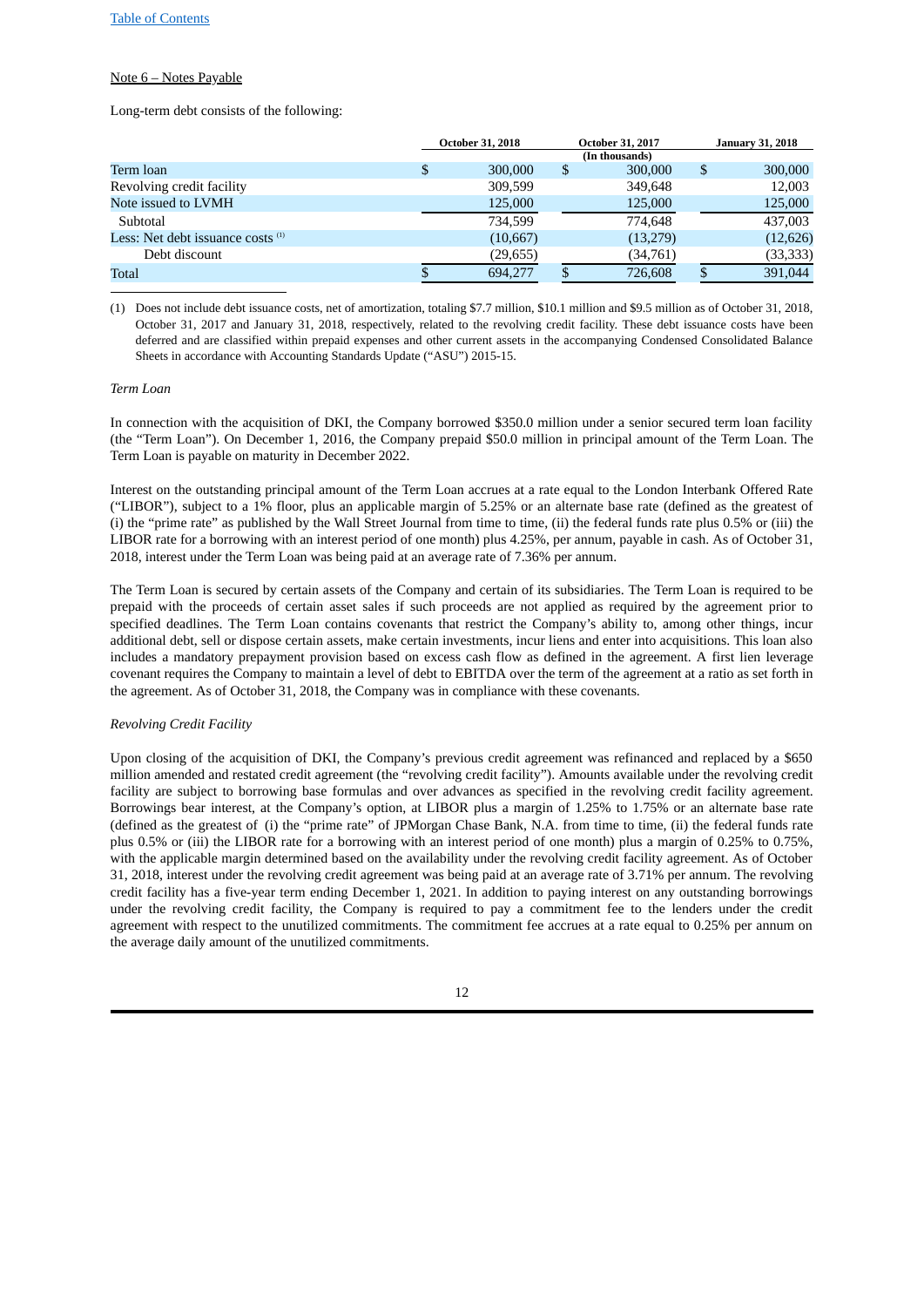Note 6 – Notes Payable

Long-term debt consists of the following:

| | October 31, 2018 | October 31, 2017 | January 31, 2018 |
|---|---|---|---|
| | (In thousands) | | |
| Term loan | $ 300,000 | $ 300,000 | $ 300,000 |
| Revolving credit facility | 309,599 | 349,648 | 12,003 |
| Note issued to LVMH | 125,000 | 125,000 | 125,000 |
| Subtotal | 734,599 | 774,648 | 437,003 |
| Less: Net debt issuance costs [1] | (10,667) | (13,279) | (12,626) |
| Debt discount | (29,655) | (34,761) | (33,333) |
| Total | $ 694,277 | $ 726,608 | $ 391,044 |

(1) Does not include debt issuance costs, net of amortization, totaling $7.7 million, $10.1 million and $9.5 million as of October 31, 2018, October 31, 2017 and January 31, 2018, respectively, related to the revolving credit facility. These debt issuance costs have been deferred and are classified within prepaid expenses and other current assets in the accompanying Condensed Consolidated Balance Sheets in accordance with Accounting Standards Update ("ASU") 2015-15.

*Term Loan*

In connection with the acquisition of DKI, the Company borrowed $350.0 million under a senior secured term loan facility (the "Term Loan"). On December 1, 2016, the Company prepaid $50.0 million in principal amount of the Term Loan. The Term Loan is payable on maturity in December 2022.

Interest on the outstanding principal amount of the Term Loan accrues at a rate equal to the London Interbank Offered Rate ("LIBOR"), subject to a 1% floor, plus an applicable margin of 5.25% or an alternate base rate (defined as the greatest of (i) the "prime rate" as published by the Wall Street Journal from time to time, (ii) the federal funds rate plus 0.5% or (iii) the LIBOR rate for a borrowing with an interest period of one month) plus 4.25%, per annum, payable in cash. As of October 31, 2018, interest under the Term Loan was being paid at an average rate of 7.36% per annum.

The Term Loan is secured by certain assets of the Company and certain of its subsidiaries. The Term Loan is required to be prepaid with the proceeds of certain asset sales if such proceeds are not applied as required by the agreement prior to specified deadlines. The Term Loan contains covenants that restrict the Company's ability to, among other things, incur additional debt, sell or dispose certain assets, make certain investments, incur liens and enter into acquisitions. This loan also includes a mandatory prepayment provision based on excess cash flow as defined in the agreement. A first lien leverage covenant requires the Company to maintain a level of debt to EBITDA over the term of the agreement at a ratio as set forth in the agreement. As of October 31, 2018, the Company was in compliance with these covenants.

*Revolving Credit Facility*

Upon closing of the acquisition of DKI, the Company's previous credit agreement was refinanced and replaced by a $650 million amended and restated credit agreement (the "revolving credit facility"). Amounts available under the revolving credit facility are subject to borrowing base formulas and over advances as specified in the revolving credit facility agreement. Borrowings bear interest, at the Company's option, at LIBOR plus a margin of 1.25% to 1.75% or an alternate base rate (defined as the greatest of (i) the "prime rate" of JPMorgan Chase Bank, N.A. from time to time, (ii) the federal funds rate plus 0.5% or (iii) the LIBOR rate for a borrowing with an interest period of one month) plus a margin of 0.25% to 0.75%, with the applicable margin determined based on the availability under the revolving credit facility agreement. As of October 31, 2018, interest under the revolving credit agreement was being paid at an average rate of 3.71% per annum. The revolving credit facility has a five-year term ending December 1, 2021. In addition to paying interest on any outstanding borrowings under the revolving credit facility, the Company is required to pay a commitment fee to the lenders under the credit agreement with respect to the unutilized commitments. The commitment fee accrues at a rate equal to 0.25% per annum on the average daily amount of the unutilized commitments.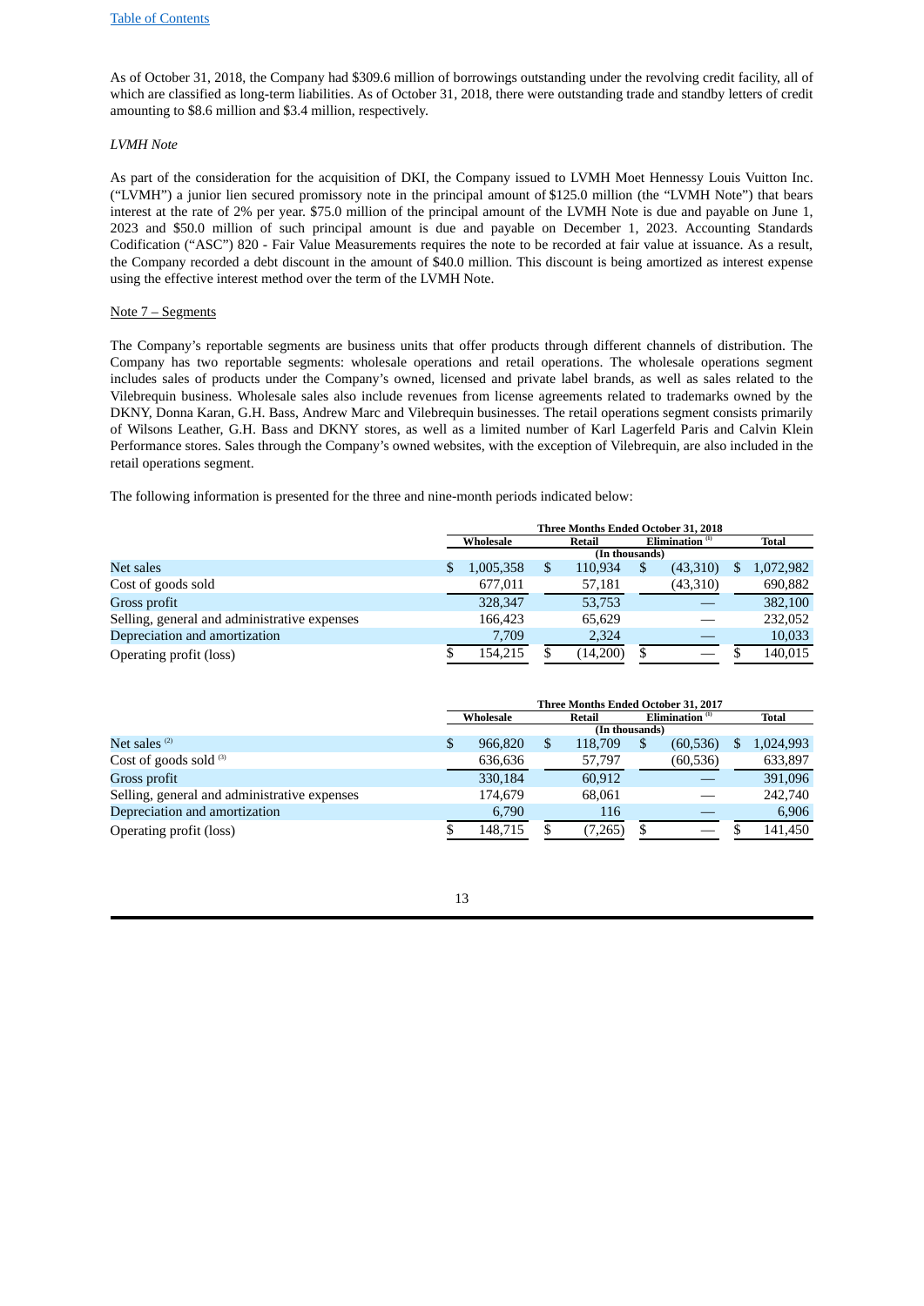As of October 31, 2018, the Company had $309.6 million of borrowings outstanding under the revolving credit facility, all of which are classified as long-term liabilities. As of October 31, 2018, there were outstanding trade and standby letters of credit amounting to $8.6 million and $3.4 million, respectively.

*LVMH Note*

As part of the consideration for the acquisition of DKI, the Company issued to LVMH Moet Hennessy Louis Vuitton Inc. ("LVMH") a junior lien secured promissory note in the principal amount of $125.0 million (the "LVMH Note") that bears interest at the rate of 2% per year. $75.0 million of the principal amount of the LVMH Note is due and payable on June 1, 2023 and $50.0 million of such principal amount is due and payable on December 1, 2023. Accounting Standards Codification ("ASC") 820 - Fair Value Measurements requires the note to be recorded at fair value at issuance. As a result, the Company recorded a debt discount in the amount of $40.0 million. This discount is being amortized as interest expense using the effective interest method over the term of the LVMH Note.

Note 7 – Segments

The Company's reportable segments are business units that offer products through different channels of distribution. The Company has two reportable segments: wholesale operations and retail operations. The wholesale operations segment includes sales of products under the Company's owned, licensed and private label brands, as well as sales related to the Vilebrequin business. Wholesale sales also include revenues from license agreements related to trademarks owned by the DKNY, Donna Karan, G.H. Bass, Andrew Marc and Vilebrequin businesses. The retail operations segment consists primarily of Wilsons Leather, G.H. Bass and DKNY stores, as well as a limited number of Karl Lagerfeld Paris and Calvin Klein Performance stores. Sales through the Company's owned websites, with the exception of Vilebrequin, are also included in the retail operations segment.

The following information is presented for the three and nine-month periods indicated below:

| | Three Months Ended October 31, 2018 | | | |
|---|---|---|---|---|
| | Wholesale | Retail | Elimination [1] | Total |
| | (In thousands) | | | |
| Net sales | $ 1,005,358 | $ 110,934 | $ (43,310) | $ 1,072,982 |
| Cost of goods sold | 677,011 | 57,181 | (43,310) | 690,882 |
| Gross profit | 328,347 | 53,753 | — | 382,100 |
| Selling, general and administrative expenses | 166,423 | 65,629 | — | 232,052 |
| Depreciation and amortization | 7,709 | 2,324 | — | 10,033 |
| Operating profit (loss) | $ 154,215 | $ (14,200) | $ — | $ 140,015 |

| | Three Months Ended October 31, 2017 | | | |
|---|---|---|---|---|
| | Wholesale | Retail | Elimination [1] | Total |
| | (In thousands) | | | |
| Net sales [2] | $ 966,820 | $ 118,709 | $ (60,536) | $ 1,024,993 |
| Cost of goods sold [3] | 636,636 | 57,797 | (60,536) | 633,897 |
| Gross profit | 330,184 | 60,912 | — | 391,096 |
| Selling, general and administrative expenses | 174,679 | 68,061 | — | 242,740 |
| Depreciation and amortization | 6,790 | 116 | — | 6,906 |
| Operating profit (loss) | $ 148,715 | $ (7,265) | $ — | $ 141,450 |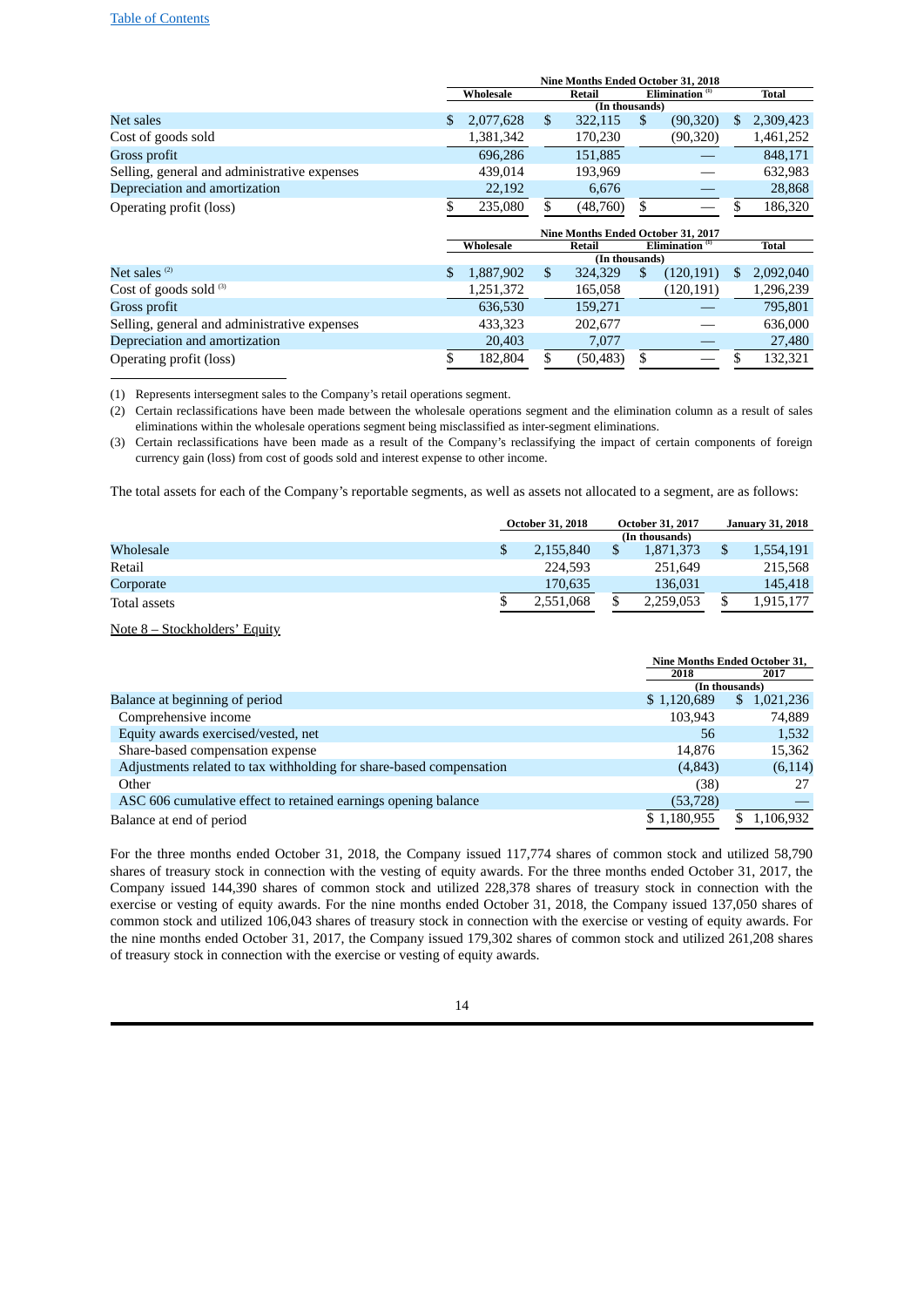| | Nine Months Ended October 31, 2018 | | | |
|---|---|---|---|---|
| | Wholesale | Retail | Elimination [1] | Total |
| | (In thousands) | | | |
| Net sales | $ 2,077,628 | $ 322,115 | $ (90,320) | $ 2,309,423 |
| Cost of goods sold | 1,381,342 | 170,230 | (90,320) | 1,461,252 |
| Gross profit | 696,286 | 151,885 | — | 848,171 |
| Selling, general and administrative expenses | 439,014 | 193,969 | — | 632,983 |
| Depreciation and amortization | 22,192 | 6,676 | — | 28,868 |
| Operating profit (loss) | $ 235,080 | $ (48,760) | $ — | $ 186,320 |

| | Nine Months Ended October 31, 2017 | | | |
|---|---|---|---|---|
| | Wholesale | Retail | Elimination [1] | Total |
| | (In thousands) | | | |
| Net sales [2] | $ 1,887,902 | $ 324,329 | $ (120,191) | $ 2,092,040 |
| Cost of goods sold [3] | 1,251,372 | 165,058 | (120,191) | 1,296,239 |
| Gross profit | 636,530 | 159,271 | — | 795,801 |
| Selling, general and administrative expenses | 433,323 | 202,677 | — | 636,000 |
| Depreciation and amortization | 20,403 | 7,077 | — | 27,480 |
| Operating profit (loss) | $ 182,804 | $ (50,483) | $ — | $ 132,321 |

(1) Represents intersegment sales to the Company's retail operations segment.

(2) Certain reclassifications have been made between the wholesale operations segment and the elimination column as a result of sales eliminations within the wholesale operations segment being misclassified as inter-segment eliminations.

(3) Certain reclassifications have been made as a result of the Company's reclassifying the impact of certain components of foreign currency gain (loss) from cost of goods sold and interest expense to other income.

The total assets for each of the Company's reportable segments, as well as assets not allocated to a segment, are as follows:

| | October 31, 2018 | October 31, 2017 | January 31, 2018 |
|---|---|---|---|
| | (In thousands) | | |
| Wholesale | $ 2,155,840 | $ 1,871,373 | $ 1,554,191 |
| Retail | 224,593 | 251,649 | 215,568 |
| Corporate | 170,635 | 136,031 | 145,418 |
| Total assets | $ 2,551,068 | $ 2,259,053 | $ 1,915,177 |

Note 8 – Stockholders' Equity

| | Nine Months Ended October 31, | |
|---|---|---|
| | 2018 | 2017 |
| | (In thousands) | |
| Balance at beginning of period | $ 1,120,689 | $ 1,021,236 |
| Comprehensive income | 103,943 | 74,889 |
| Equity awards exercised/vested, net | 56 | 1,532 |
| Share-based compensation expense | 14,876 | 15,362 |
| Adjustments related to tax withholding for share-based compensation | (4,843) | (6,114) |
| Other | (38) | 27 |
| ASC 606 cumulative effect to retained earnings opening balance | (53,728) | — |
| Balance at end of period | $ 1,180,955 | $ 1,106,932 |

For the three months ended October 31, 2018, the Company issued 117,774 shares of common stock and utilized 58,790 shares of treasury stock in connection with the vesting of equity awards. For the three months ended October 31, 2017, the Company issued 144,390 shares of common stock and utilized 228,378 shares of treasury stock in connection with the exercise or vesting of equity awards. For the nine months ended October 31, 2018, the Company issued 137,050 shares of common stock and utilized 106,043 shares of treasury stock in connection with the exercise or vesting of equity awards. For the nine months ended October 31, 2017, the Company issued 179,302 shares of common stock and utilized 261,208 shares of treasury stock in connection with the exercise or vesting of equity awards.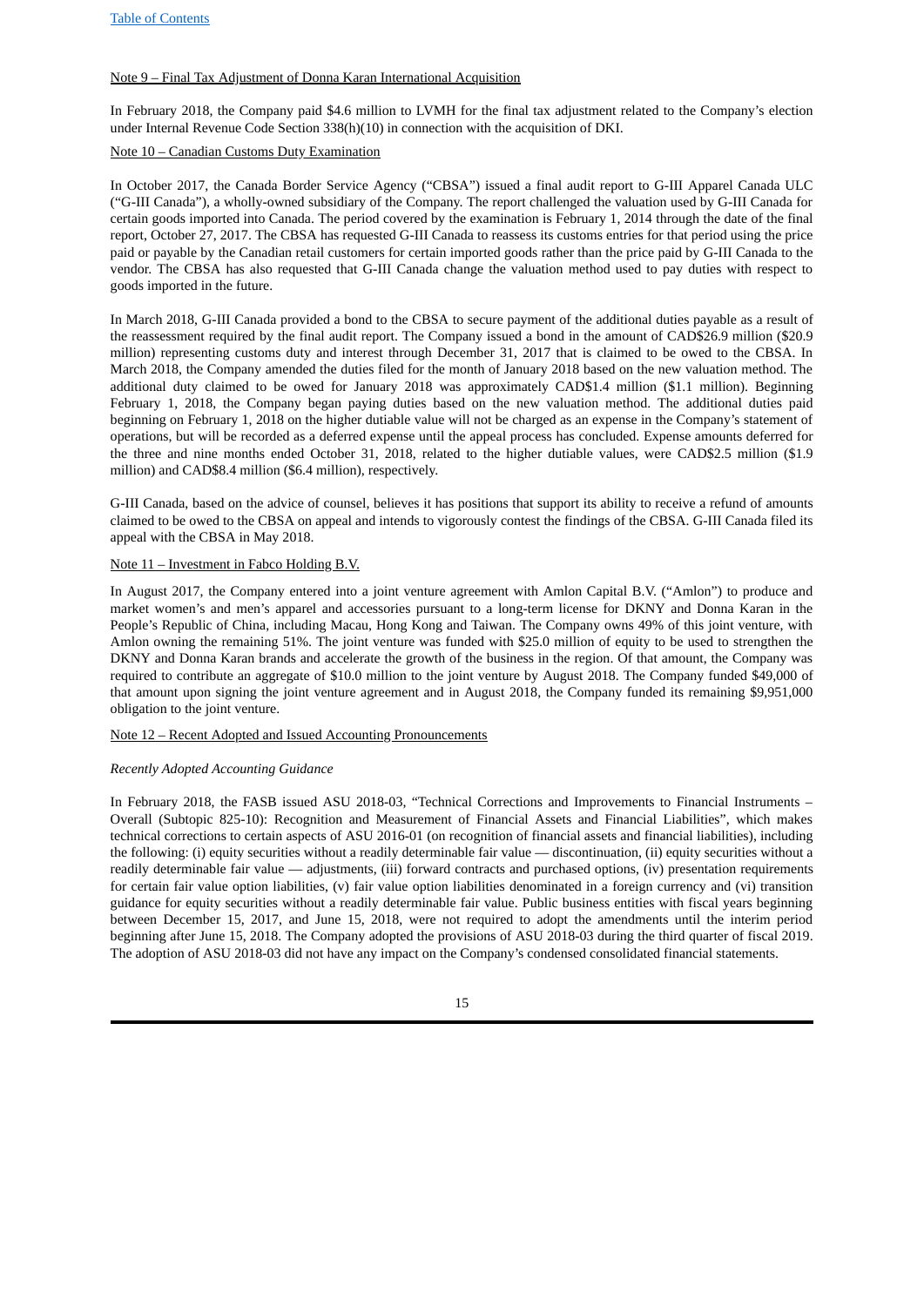Note 9 – Final Tax Adjustment of Donna Karan International Acquisition

In February 2018, the Company paid $4.6 million to LVMH for the final tax adjustment related to the Company's election under Internal Revenue Code Section 338(h)(10) in connection with the acquisition of DKI.

Note 10 – Canadian Customs Duty Examination

In October 2017, the Canada Border Service Agency ("CBSA") issued a final audit report to G-III Apparel Canada ULC ("G-III Canada"), a wholly-owned subsidiary of the Company. The report challenged the valuation used by G-III Canada for certain goods imported into Canada. The period covered by the examination is February 1, 2014 through the date of the final report, October 27, 2017. The CBSA has requested G-III Canada to reassess its customs entries for that period using the price paid or payable by the Canadian retail customers for certain imported goods rather than the price paid by G-III Canada to the vendor. The CBSA has also requested that G-III Canada change the valuation method used to pay duties with respect to goods imported in the future.

In March 2018, G-III Canada provided a bond to the CBSA to secure payment of the additional duties payable as a result of the reassessment required by the final audit report. The Company issued a bond in the amount of CAD$26.9 million ($20.9 million) representing customs duty and interest through December 31, 2017 that is claimed to be owed to the CBSA. In March 2018, the Company amended the duties filed for the month of January 2018 based on the new valuation method. The additional duty claimed to be owed for January 2018 was approximately CAD$1.4 million ($1.1 million). Beginning February 1, 2018, the Company began paying duties based on the new valuation method. The additional duties paid beginning on February 1, 2018 on the higher dutiable value will not be charged as an expense in the Company's statement of operations, but will be recorded as a deferred expense until the appeal process has concluded. Expense amounts deferred for the three and nine months ended October 31, 2018, related to the higher dutiable values, were CAD$2.5 million ($1.9 million) and CAD$8.4 million ($6.4 million), respectively.

G-III Canada, based on the advice of counsel, believes it has positions that support its ability to receive a refund of amounts claimed to be owed to the CBSA on appeal and intends to vigorously contest the findings of the CBSA. G-III Canada filed its appeal with the CBSA in May 2018.

Note 11 – Investment in Fabco Holding B.V.

In August 2017, the Company entered into a joint venture agreement with Amlon Capital B.V. ("Amlon") to produce and market women's and men's apparel and accessories pursuant to a long-term license for DKNY and Donna Karan in the People's Republic of China, including Macau, Hong Kong and Taiwan. The Company owns 49% of this joint venture, with Amlon owning the remaining 51%. The joint venture was funded with $25.0 million of equity to be used to strengthen the DKNY and Donna Karan brands and accelerate the growth of the business in the region. Of that amount, the Company was required to contribute an aggregate of $10.0 million to the joint venture by August 2018. The Company funded $49,000 of that amount upon signing the joint venture agreement and in August 2018, the Company funded its remaining $9,951,000 obligation to the joint venture.

Note 12 – Recent Adopted and Issued Accounting Pronouncements

*Recently Adopted Accounting Guidance*

In February 2018, the FASB issued ASU 2018-03, "Technical Corrections and Improvements to Financial Instruments – Overall (Subtopic 825-10): Recognition and Measurement of Financial Assets and Financial Liabilities", which makes technical corrections to certain aspects of ASU 2016-01 (on recognition of financial assets and financial liabilities), including the following: (i) equity securities without a readily determinable fair value — discontinuation, (ii) equity securities without a readily determinable fair value — adjustments, (iii) forward contracts and purchased options, (iv) presentation requirements for certain fair value option liabilities, (v) fair value option liabilities denominated in a foreign currency and (vi) transition guidance for equity securities without a readily determinable fair value. Public business entities with fiscal years beginning between December 15, 2017, and June 15, 2018, were not required to adopt the amendments until the interim period beginning after June 15, 2018. The Company adopted the provisions of ASU 2018-03 during the third quarter of fiscal 2019. The adoption of ASU 2018-03 did not have any impact on the Company's condensed consolidated financial statements.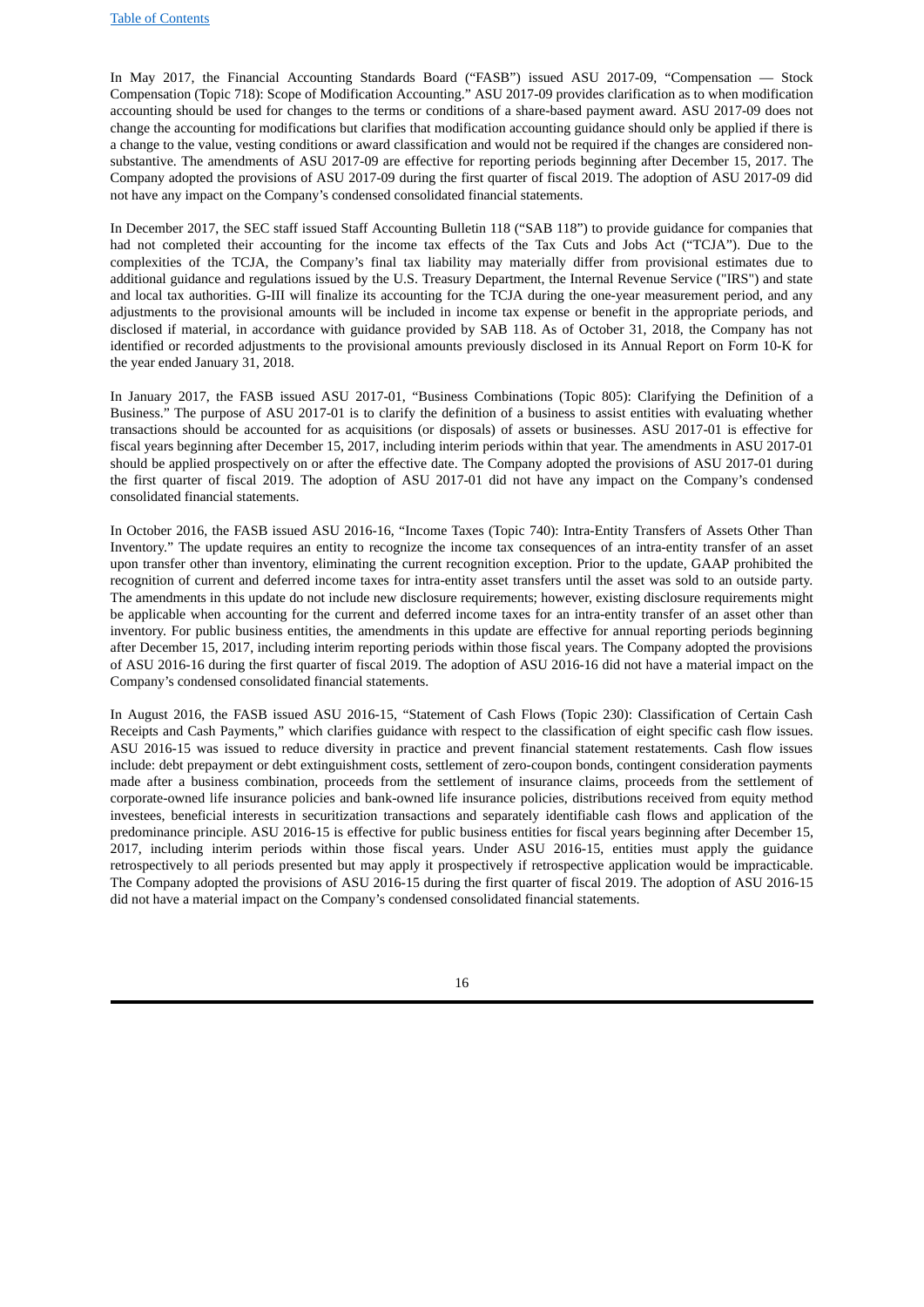In May 2017, the Financial Accounting Standards Board ("FASB") issued ASU 2017-09, "Compensation — Stock Compensation (Topic 718): Scope of Modification Accounting." ASU 2017-09 provides clarification as to when modification accounting should be used for changes to the terms or conditions of a share-based payment award. ASU 2017-09 does not change the accounting for modifications but clarifies that modification accounting guidance should only be applied if there is a change to the value, vesting conditions or award classification and would not be required if the changes are considered non-substantive. The amendments of ASU 2017-09 are effective for reporting periods beginning after December 15, 2017. The Company adopted the provisions of ASU 2017-09 during the first quarter of fiscal 2019. The adoption of ASU 2017-09 did not have any impact on the Company's condensed consolidated financial statements.

In December 2017, the SEC staff issued Staff Accounting Bulletin 118 ("SAB 118") to provide guidance for companies that had not completed their accounting for the income tax effects of the Tax Cuts and Jobs Act ("TCJA"). Due to the complexities of the TCJA, the Company's final tax liability may materially differ from provisional estimates due to additional guidance and regulations issued by the U.S. Treasury Department, the Internal Revenue Service ("IRS") and state and local tax authorities. G-III will finalize its accounting for the TCJA during the one-year measurement period, and any adjustments to the provisional amounts will be included in income tax expense or benefit in the appropriate periods, and disclosed if material, in accordance with guidance provided by SAB 118. As of October 31, 2018, the Company has not identified or recorded adjustments to the provisional amounts previously disclosed in its Annual Report on Form 10-K for the year ended January 31, 2018.

In January 2017, the FASB issued ASU 2017-01, "Business Combinations (Topic 805): Clarifying the Definition of a Business." The purpose of ASU 2017-01 is to clarify the definition of a business to assist entities with evaluating whether transactions should be accounted for as acquisitions (or disposals) of assets or businesses. ASU 2017-01 is effective for fiscal years beginning after December 15, 2017, including interim periods within that year. The amendments in ASU 2017-01 should be applied prospectively on or after the effective date. The Company adopted the provisions of ASU 2017-01 during the first quarter of fiscal 2019. The adoption of ASU 2017-01 did not have any impact on the Company's condensed consolidated financial statements.

In October 2016, the FASB issued ASU 2016-16, "Income Taxes (Topic 740): Intra-Entity Transfers of Assets Other Than Inventory." The update requires an entity to recognize the income tax consequences of an intra-entity transfer of an asset upon transfer other than inventory, eliminating the current recognition exception. Prior to the update, GAAP prohibited the recognition of current and deferred income taxes for intra-entity asset transfers until the asset was sold to an outside party. The amendments in this update do not include new disclosure requirements; however, existing disclosure requirements might be applicable when accounting for the current and deferred income taxes for an intra-entity transfer of an asset other than inventory. For public business entities, the amendments in this update are effective for annual reporting periods beginning after December 15, 2017, including interim reporting periods within those fiscal years. The Company adopted the provisions of ASU 2016-16 during the first quarter of fiscal 2019. The adoption of ASU 2016-16 did not have a material impact on the Company's condensed consolidated financial statements.

In August 2016, the FASB issued ASU 2016-15, "Statement of Cash Flows (Topic 230): Classification of Certain Cash Receipts and Cash Payments," which clarifies guidance with respect to the classification of eight specific cash flow issues. ASU 2016-15 was issued to reduce diversity in practice and prevent financial statement restatements. Cash flow issues include: debt prepayment or debt extinguishment costs, settlement of zero-coupon bonds, contingent consideration payments made after a business combination, proceeds from the settlement of insurance claims, proceeds from the settlement of corporate-owned life insurance policies and bank-owned life insurance policies, distributions received from equity method investees, beneficial interests in securitization transactions and separately identifiable cash flows and application of the predominance principle. ASU 2016-15 is effective for public business entities for fiscal years beginning after December 15, 2017, including interim periods within those fiscal years. Under ASU 2016-15, entities must apply the guidance retrospectively to all periods presented but may apply it prospectively if retrospective application would be impracticable. The Company adopted the provisions of ASU 2016-15 during the first quarter of fiscal 2019. The adoption of ASU 2016-15 did not have a material impact on the Company's condensed consolidated financial statements.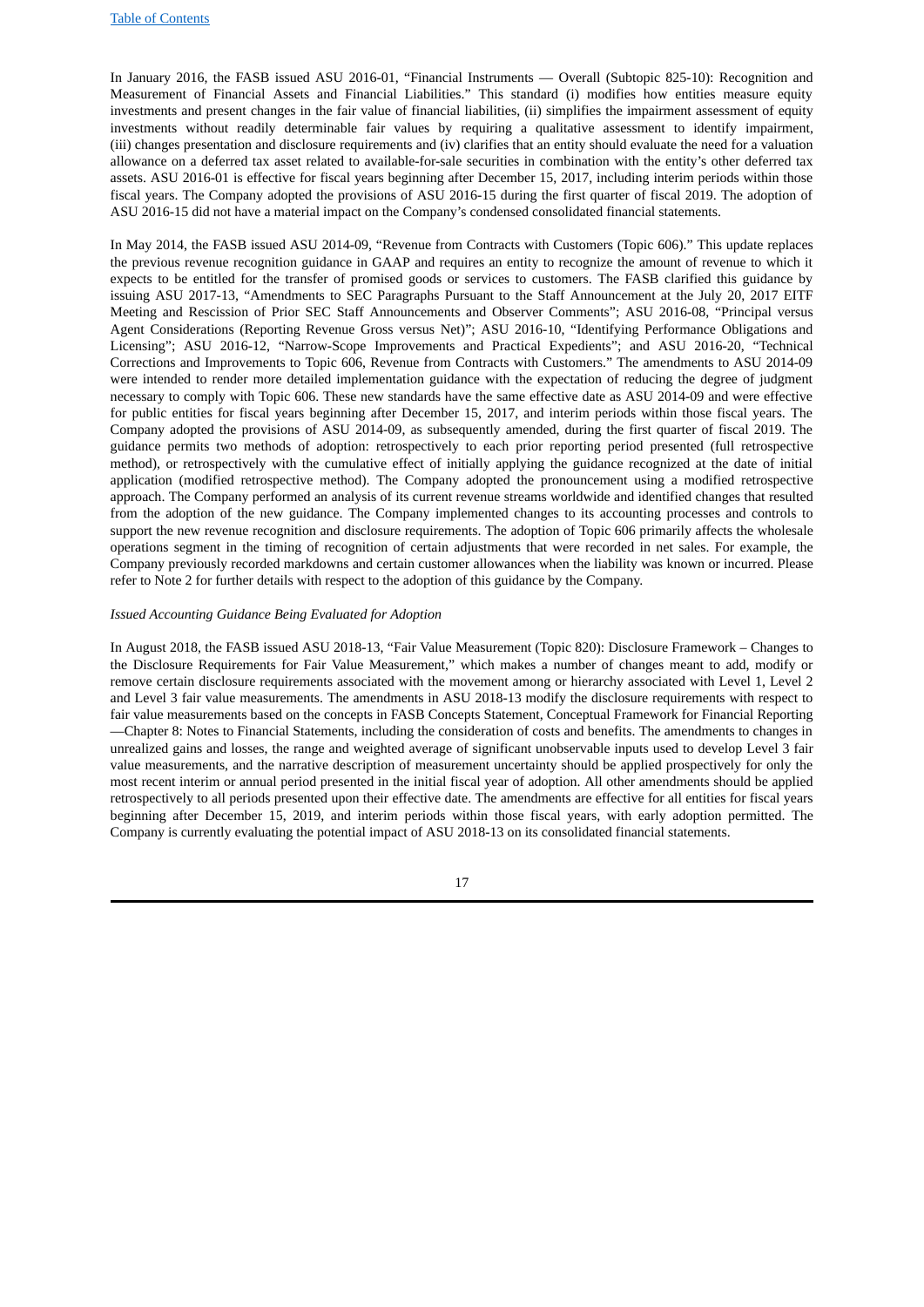In January 2016, the FASB issued ASU 2016-01, "Financial Instruments — Overall (Subtopic 825-10): Recognition and Measurement of Financial Assets and Financial Liabilities." This standard (i) modifies how entities measure equity investments and present changes in the fair value of financial liabilities, (ii) simplifies the impairment assessment of equity investments without readily determinable fair values by requiring a qualitative assessment to identify impairment, (iii) changes presentation and disclosure requirements and (iv) clarifies that an entity should evaluate the need for a valuation allowance on a deferred tax asset related to available-for-sale securities in combination with the entity's other deferred tax assets. ASU 2016-01 is effective for fiscal years beginning after December 15, 2017, including interim periods within those fiscal years. The Company adopted the provisions of ASU 2016-15 during the first quarter of fiscal 2019. The adoption of ASU 2016-15 did not have a material impact on the Company's condensed consolidated financial statements.

In May 2014, the FASB issued ASU 2014-09, "Revenue from Contracts with Customers (Topic 606)." This update replaces the previous revenue recognition guidance in GAAP and requires an entity to recognize the amount of revenue to which it expects to be entitled for the transfer of promised goods or services to customers. The FASB clarified this guidance by issuing ASU 2017-13, "Amendments to SEC Paragraphs Pursuant to the Staff Announcement at the July 20, 2017 EITF Meeting and Rescission of Prior SEC Staff Announcements and Observer Comments"; ASU 2016-08, "Principal versus Agent Considerations (Reporting Revenue Gross versus Net)"; ASU 2016-10, "Identifying Performance Obligations and Licensing"; ASU 2016-12, "Narrow-Scope Improvements and Practical Expedients"; and ASU 2016-20, "Technical Corrections and Improvements to Topic 606, Revenue from Contracts with Customers." The amendments to ASU 2014-09 were intended to render more detailed implementation guidance with the expectation of reducing the degree of judgment necessary to comply with Topic 606. These new standards have the same effective date as ASU 2014-09 and were effective for public entities for fiscal years beginning after December 15, 2017, and interim periods within those fiscal years. The Company adopted the provisions of ASU 2014-09, as subsequently amended, during the first quarter of fiscal 2019. The guidance permits two methods of adoption: retrospectively to each prior reporting period presented (full retrospective method), or retrospectively with the cumulative effect of initially applying the guidance recognized at the date of initial application (modified retrospective method). The Company adopted the pronouncement using a modified retrospective approach. The Company performed an analysis of its current revenue streams worldwide and identified changes that resulted from the adoption of the new guidance. The Company implemented changes to its accounting processes and controls to support the new revenue recognition and disclosure requirements. The adoption of Topic 606 primarily affects the wholesale operations segment in the timing of recognition of certain adjustments that were recorded in net sales. For example, the Company previously recorded markdowns and certain customer allowances when the liability was known or incurred. Please refer to Note 2 for further details with respect to the adoption of this guidance by the Company.

*Issued Accounting Guidance Being Evaluated for Adoption*

In August 2018, the FASB issued ASU 2018-13, "Fair Value Measurement (Topic 820): Disclosure Framework – Changes to the Disclosure Requirements for Fair Value Measurement," which makes a number of changes meant to add, modify or remove certain disclosure requirements associated with the movement among or hierarchy associated with Level 1, Level 2 and Level 3 fair value measurements. The amendments in ASU 2018-13 modify the disclosure requirements with respect to fair value measurements based on the concepts in FASB Concepts Statement, Conceptual Framework for Financial Reporting —Chapter 8: Notes to Financial Statements, including the consideration of costs and benefits. The amendments to changes in unrealized gains and losses, the range and weighted average of significant unobservable inputs used to develop Level 3 fair value measurements, and the narrative description of measurement uncertainty should be applied prospectively for only the most recent interim or annual period presented in the initial fiscal year of adoption. All other amendments should be applied retrospectively to all periods presented upon their effective date. The amendments are effective for all entities for fiscal years beginning after December 15, 2019, and interim periods within those fiscal years, with early adoption permitted. The Company is currently evaluating the potential impact of ASU 2018-13 on its consolidated financial statements.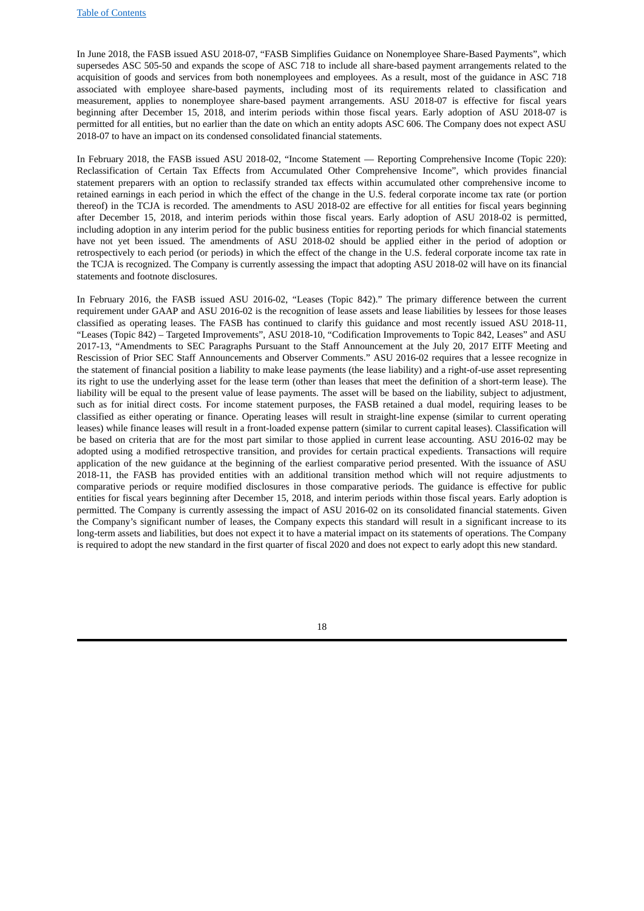In June 2018, the FASB issued ASU 2018-07, "FASB Simplifies Guidance on Nonemployee Share-Based Payments", which supersedes ASC 505-50 and expands the scope of ASC 718 to include all share-based payment arrangements related to the acquisition of goods and services from both nonemployees and employees. As a result, most of the guidance in ASC 718 associated with employee share-based payments, including most of its requirements related to classification and measurement, applies to nonemployee share-based payment arrangements. ASU 2018-07 is effective for fiscal years beginning after December 15, 2018, and interim periods within those fiscal years. Early adoption of ASU 2018-07 is permitted for all entities, but no earlier than the date on which an entity adopts ASC 606. The Company does not expect ASU 2018-07 to have an impact on its condensed consolidated financial statements.

In February 2018, the FASB issued ASU 2018-02, "Income Statement — Reporting Comprehensive Income (Topic 220): Reclassification of Certain Tax Effects from Accumulated Other Comprehensive Income", which provides financial statement preparers with an option to reclassify stranded tax effects within accumulated other comprehensive income to retained earnings in each period in which the effect of the change in the U.S. federal corporate income tax rate (or portion thereof) in the TCJA is recorded. The amendments to ASU 2018-02 are effective for all entities for fiscal years beginning after December 15, 2018, and interim periods within those fiscal years. Early adoption of ASU 2018-02 is permitted, including adoption in any interim period for the public business entities for reporting periods for which financial statements have not yet been issued. The amendments of ASU 2018-02 should be applied either in the period of adoption or retrospectively to each period (or periods) in which the effect of the change in the U.S. federal corporate income tax rate in the TCJA is recognized. The Company is currently assessing the impact that adopting ASU 2018-02 will have on its financial statements and footnote disclosures.

In February 2016, the FASB issued ASU 2016-02, "Leases (Topic 842)." The primary difference between the current requirement under GAAP and ASU 2016-02 is the recognition of lease assets and lease liabilities by lessees for those leases classified as operating leases. The FASB has continued to clarify this guidance and most recently issued ASU 2018-11, "Leases (Topic 842) – Targeted Improvements", ASU 2018-10, "Codification Improvements to Topic 842, Leases" and ASU 2017-13, "Amendments to SEC Paragraphs Pursuant to the Staff Announcement at the July 20, 2017 EITF Meeting and Rescission of Prior SEC Staff Announcements and Observer Comments." ASU 2016-02 requires that a lessee recognize in the statement of financial position a liability to make lease payments (the lease liability) and a right-of-use asset representing its right to use the underlying asset for the lease term (other than leases that meet the definition of a short-term lease). The liability will be equal to the present value of lease payments. The asset will be based on the liability, subject to adjustment, such as for initial direct costs. For income statement purposes, the FASB retained a dual model, requiring leases to be classified as either operating or finance. Operating leases will result in straight-line expense (similar to current operating leases) while finance leases will result in a front-loaded expense pattern (similar to current capital leases). Classification will be based on criteria that are for the most part similar to those applied in current lease accounting. ASU 2016-02 may be adopted using a modified retrospective transition, and provides for certain practical expedients. Transactions will require application of the new guidance at the beginning of the earliest comparative period presented. With the issuance of ASU 2018-11, the FASB has provided entities with an additional transition method which will not require adjustments to comparative periods or require modified disclosures in those comparative periods. The guidance is effective for public entities for fiscal years beginning after December 15, 2018, and interim periods within those fiscal years. Early adoption is permitted. The Company is currently assessing the impact of ASU 2016-02 on its consolidated financial statements. Given the Company's significant number of leases, the Company expects this standard will result in a significant increase to its long-term assets and liabilities, but does not expect it to have a material impact on its statements of operations. The Company is required to adopt the new standard in the first quarter of fiscal 2020 and does not expect to early adopt this new standard.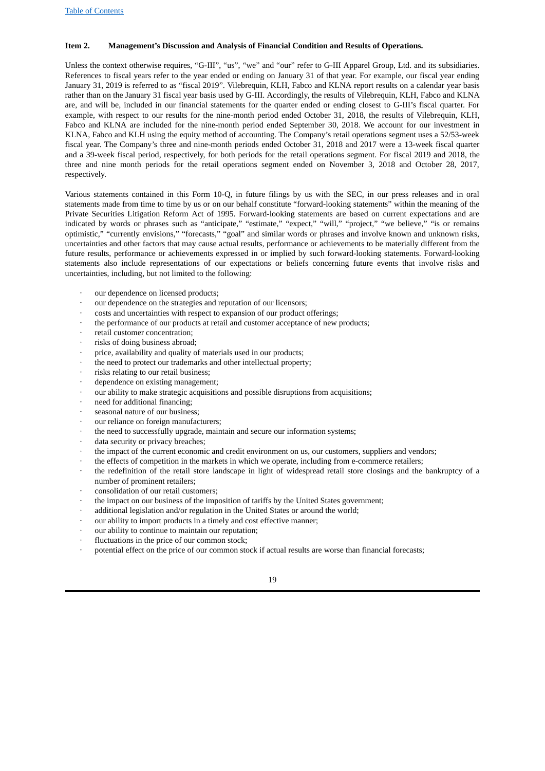**Item 2. Management's Discussion and Analysis of Financial Condition and Results of Operations.**

Unless the context otherwise requires, "G-III", "us", "we" and "our" refer to G-III Apparel Group, Ltd. and its subsidiaries. References to fiscal years refer to the year ended or ending on January 31 of that year. For example, our fiscal year ending January 31, 2019 is referred to as "fiscal 2019". Vilebrequin, KLH, Fabco and KLNA report results on a calendar year basis rather than on the January 31 fiscal year basis used by G-III. Accordingly, the results of Vilebrequin, KLH, Fabco and KLNA are, and will be, included in our financial statements for the quarter ended or ending closest to G-III's fiscal quarter. For example, with respect to our results for the nine-month period ended October 31, 2018, the results of Vilebrequin, KLH, Fabco and KLNA are included for the nine-month period ended September 30, 2018. We account for our investment in KLNA, Fabco and KLH using the equity method of accounting. The Company's retail operations segment uses a 52/53-week fiscal year. The Company's three and nine-month periods ended October 31, 2018 and 2017 were a 13-week fiscal quarter and a 39-week fiscal period, respectively, for both periods for the retail operations segment. For fiscal 2019 and 2018, the three and nine month periods for the retail operations segment ended on November 3, 2018 and October 28, 2017, respectively.

Various statements contained in this Form 10-Q, in future filings by us with the SEC, in our press releases and in oral statements made from time to time by us or on our behalf constitute "forward-looking statements" within the meaning of the Private Securities Litigation Reform Act of 1995. Forward-looking statements are based on current expectations and are indicated by words or phrases such as "anticipate," "estimate," "expect," "will," "project," "we believe," "is or remains optimistic," "currently envisions," "forecasts," "goal" and similar words or phrases and involve known and unknown risks, uncertainties and other factors that may cause actual results, performance or achievements to be materially different from the future results, performance or achievements expressed in or implied by such forward-looking statements. Forward-looking statements also include representations of our expectations or beliefs concerning future events that involve risks and uncertainties, including, but not limited to the following:

- our dependence on licensed products;
- our dependence on the strategies and reputation of our licensors;
- costs and uncertainties with respect to expansion of our product offerings;
- the performance of our products at retail and customer acceptance of new products;
- retail customer concentration;
- risks of doing business abroad;
- price, availability and quality of materials used in our products;
- the need to protect our trademarks and other intellectual property;
- risks relating to our retail business;
- dependence on existing management;
- our ability to make strategic acquisitions and possible disruptions from acquisitions;
- need for additional financing;
- seasonal nature of our business;
- our reliance on foreign manufacturers;
- the need to successfully upgrade, maintain and secure our information systems;
- data security or privacy breaches;
- the impact of the current economic and credit environment on us, our customers, suppliers and vendors;
- the effects of competition in the markets in which we operate, including from e-commerce retailers;
- the redefinition of the retail store landscape in light of widespread retail store closings and the bankruptcy of a number of prominent retailers;
- consolidation of our retail customers;
- the impact on our business of the imposition of tariffs by the United States government;
- additional legislation and/or regulation in the United States or around the world;
- our ability to import products in a timely and cost effective manner;
- our ability to continue to maintain our reputation;
- fluctuations in the price of our common stock;
- potential effect on the price of our common stock if actual results are worse than financial forecasts;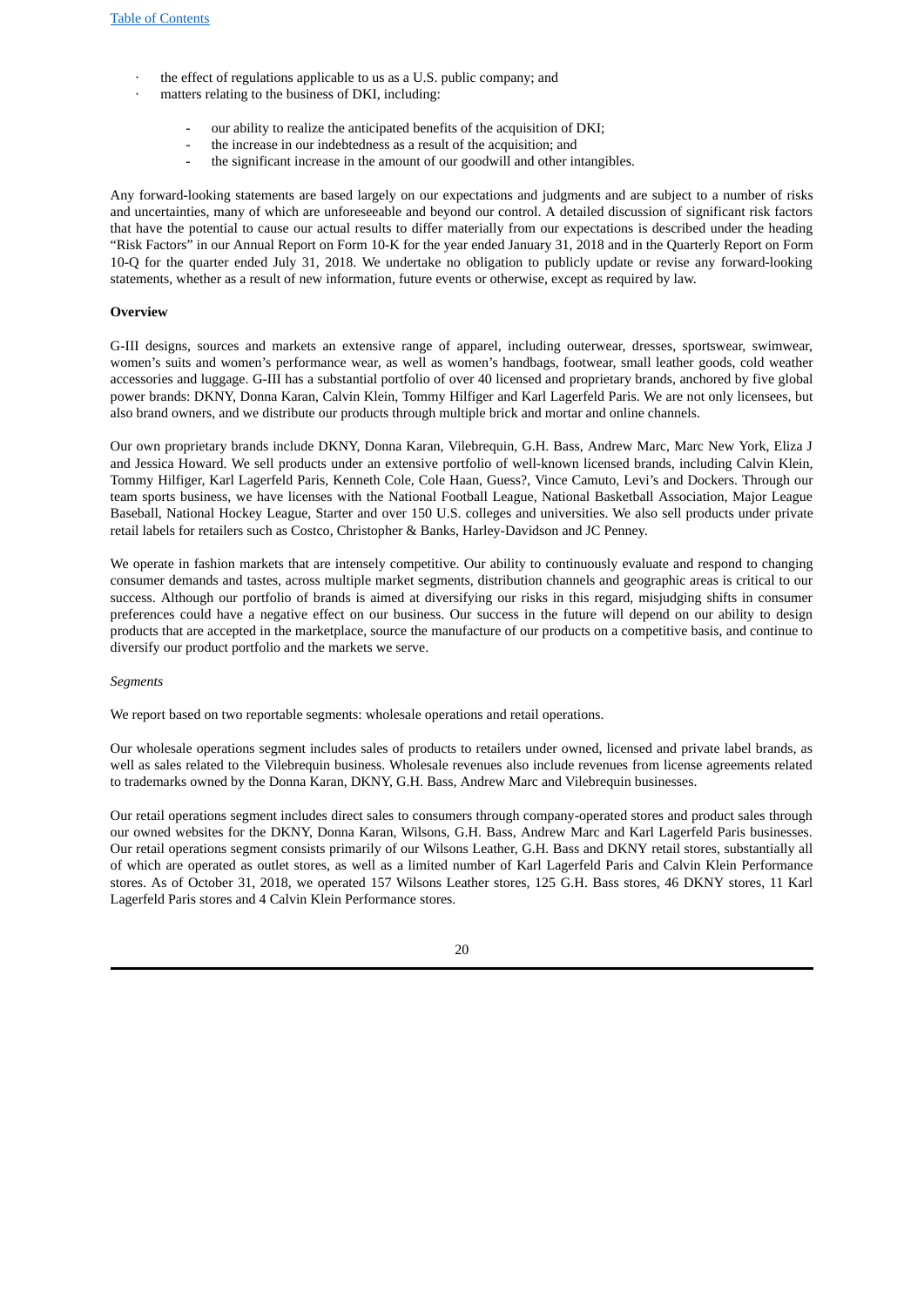- the effect of regulations applicable to us as a U.S. public company; and
- matters relating to the business of DKI, including:
  - our ability to realize the anticipated benefits of the acquisition of DKI;
  - the increase in our indebtedness as a result of the acquisition; and
  - the significant increase in the amount of our goodwill and other intangibles.

Any forward-looking statements are based largely on our expectations and judgments and are subject to a number of risks and uncertainties, many of which are unforeseeable and beyond our control. A detailed discussion of significant risk factors that have the potential to cause our actual results to differ materially from our expectations is described under the heading "Risk Factors" in our Annual Report on Form 10-K for the year ended January 31, 2018 and in the Quarterly Report on Form 10-Q for the quarter ended July 31, 2018. We undertake no obligation to publicly update or revise any forward-looking statements, whether as a result of new information, future events or otherwise, except as required by law.

**Overview**

G-III designs, sources and markets an extensive range of apparel, including outerwear, dresses, sportswear, swimwear, women's suits and women's performance wear, as well as women's handbags, footwear, small leather goods, cold weather accessories and luggage. G-III has a substantial portfolio of over 40 licensed and proprietary brands, anchored by five global power brands: DKNY, Donna Karan, Calvin Klein, Tommy Hilfiger and Karl Lagerfeld Paris. We are not only licensees, but also brand owners, and we distribute our products through multiple brick and mortar and online channels.

Our own proprietary brands include DKNY, Donna Karan, Vilebrequin, G.H. Bass, Andrew Marc, Marc New York, Eliza J and Jessica Howard. We sell products under an extensive portfolio of well-known licensed brands, including Calvin Klein, Tommy Hilfiger, Karl Lagerfeld Paris, Kenneth Cole, Cole Haan, Guess?, Vince Camuto, Levi's and Dockers. Through our team sports business, we have licenses with the National Football League, National Basketball Association, Major League Baseball, National Hockey League, Starter and over 150 U.S. colleges and universities. We also sell products under private retail labels for retailers such as Costco, Christopher & Banks, Harley-Davidson and JC Penney.

We operate in fashion markets that are intensely competitive. Our ability to continuously evaluate and respond to changing consumer demands and tastes, across multiple market segments, distribution channels and geographic areas is critical to our success. Although our portfolio of brands is aimed at diversifying our risks in this regard, misjudging shifts in consumer preferences could have a negative effect on our business. Our success in the future will depend on our ability to design products that are accepted in the marketplace, source the manufacture of our products on a competitive basis, and continue to diversify our product portfolio and the markets we serve.

*Segments*

We report based on two reportable segments: wholesale operations and retail operations.

Our wholesale operations segment includes sales of products to retailers under owned, licensed and private label brands, as well as sales related to the Vilebrequin business. Wholesale revenues also include revenues from license agreements related to trademarks owned by the Donna Karan, DKNY, G.H. Bass, Andrew Marc and Vilebrequin businesses.

Our retail operations segment includes direct sales to consumers through company-operated stores and product sales through our owned websites for the DKNY, Donna Karan, Wilsons, G.H. Bass, Andrew Marc and Karl Lagerfeld Paris businesses. Our retail operations segment consists primarily of our Wilsons Leather, G.H. Bass and DKNY retail stores, substantially all of which are operated as outlet stores, as well as a limited number of Karl Lagerfeld Paris and Calvin Klein Performance stores. As of October 31, 2018, we operated 157 Wilsons Leather stores, 125 G.H. Bass stores, 46 DKNY stores, 11 Karl Lagerfeld Paris stores and 4 Calvin Klein Performance stores.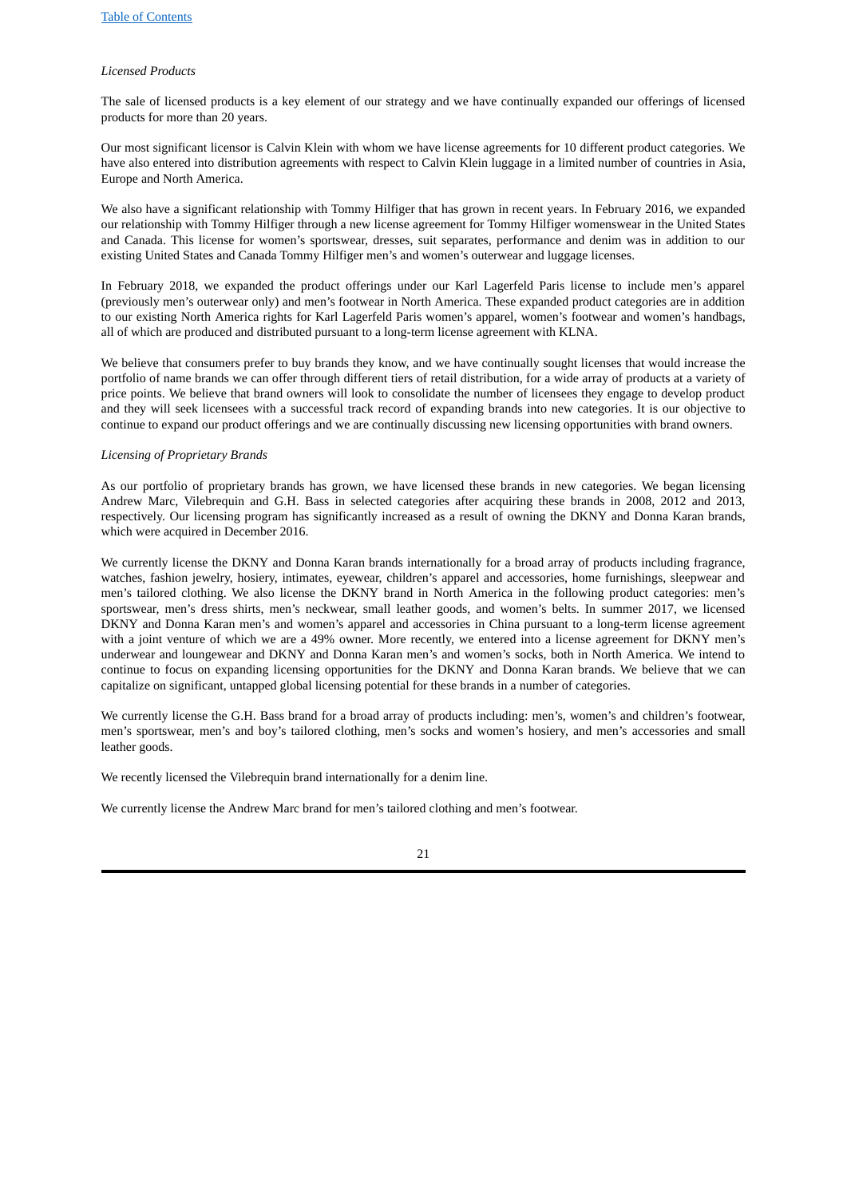*Licensed Products*

The sale of licensed products is a key element of our strategy and we have continually expanded our offerings of licensed products for more than 20 years.

Our most significant licensor is Calvin Klein with whom we have license agreements for 10 different product categories. We have also entered into distribution agreements with respect to Calvin Klein luggage in a limited number of countries in Asia, Europe and North America.

We also have a significant relationship with Tommy Hilfiger that has grown in recent years. In February 2016, we expanded our relationship with Tommy Hilfiger through a new license agreement for Tommy Hilfiger womenswear in the United States and Canada. This license for women's sportswear, dresses, suit separates, performance and denim was in addition to our existing United States and Canada Tommy Hilfiger men's and women's outerwear and luggage licenses.

In February 2018, we expanded the product offerings under our Karl Lagerfeld Paris license to include men's apparel (previously men's outerwear only) and men's footwear in North America. These expanded product categories are in addition to our existing North America rights for Karl Lagerfeld Paris women's apparel, women's footwear and women's handbags, all of which are produced and distributed pursuant to a long-term license agreement with KLNA.

We believe that consumers prefer to buy brands they know, and we have continually sought licenses that would increase the portfolio of name brands we can offer through different tiers of retail distribution, for a wide array of products at a variety of price points. We believe that brand owners will look to consolidate the number of licensees they engage to develop product and they will seek licensees with a successful track record of expanding brands into new categories. It is our objective to continue to expand our product offerings and we are continually discussing new licensing opportunities with brand owners.

*Licensing of Proprietary Brands*

As our portfolio of proprietary brands has grown, we have licensed these brands in new categories. We began licensing Andrew Marc, Vilebrequin and G.H. Bass in selected categories after acquiring these brands in 2008, 2012 and 2013, respectively. Our licensing program has significantly increased as a result of owning the DKNY and Donna Karan brands, which were acquired in December 2016.

We currently license the DKNY and Donna Karan brands internationally for a broad array of products including fragrance, watches, fashion jewelry, hosiery, intimates, eyewear, children's apparel and accessories, home furnishings, sleepwear and men's tailored clothing. We also license the DKNY brand in North America in the following product categories: men's sportswear, men's dress shirts, men's neckwear, small leather goods, and women's belts. In summer 2017, we licensed DKNY and Donna Karan men's and women's apparel and accessories in China pursuant to a long-term license agreement with a joint venture of which we are a 49% owner. More recently, we entered into a license agreement for DKNY men's underwear and loungewear and DKNY and Donna Karan men's and women's socks, both in North America. We intend to continue to focus on expanding licensing opportunities for the DKNY and Donna Karan brands. We believe that we can capitalize on significant, untapped global licensing potential for these brands in a number of categories.

We currently license the G.H. Bass brand for a broad array of products including: men's, women's and children's footwear, men's sportswear, men's and boy's tailored clothing, men's socks and women's hosiery, and men's accessories and small leather goods.

We recently licensed the Vilebrequin brand internationally for a denim line.

We currently license the Andrew Marc brand for men's tailored clothing and men's footwear.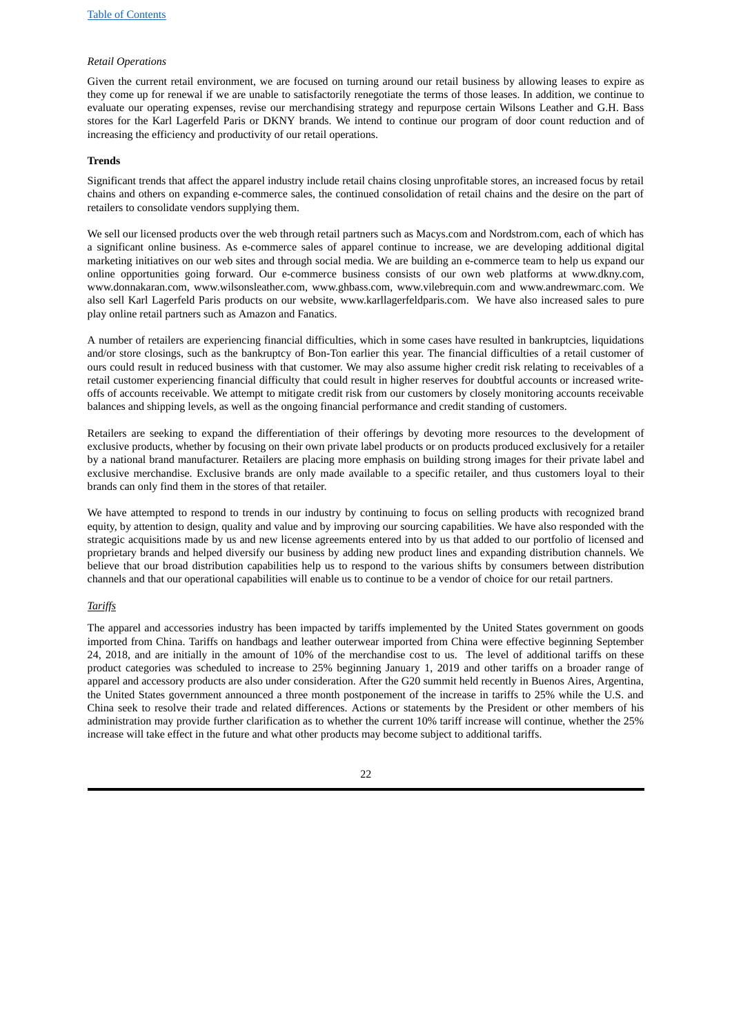*Retail Operations*

Given the current retail environment, we are focused on turning around our retail business by allowing leases to expire as they come up for renewal if we are unable to satisfactorily renegotiate the terms of those leases. In addition, we continue to evaluate our operating expenses, revise our merchandising strategy and repurpose certain Wilsons Leather and G.H. Bass stores for the Karl Lagerfeld Paris or DKNY brands. We intend to continue our program of door count reduction and of increasing the efficiency and productivity of our retail operations.

**Trends**

Significant trends that affect the apparel industry include retail chains closing unprofitable stores, an increased focus by retail chains and others on expanding e-commerce sales, the continued consolidation of retail chains and the desire on the part of retailers to consolidate vendors supplying them.

We sell our licensed products over the web through retail partners such as Macys.com and Nordstrom.com, each of which has a significant online business. As e-commerce sales of apparel continue to increase, we are developing additional digital marketing initiatives on our web sites and through social media. We are building an e-commerce team to help us expand our online opportunities going forward. Our e-commerce business consists of our own web platforms at www.dkny.com, www.donnakaran.com, www.wilsonsleather.com, www.ghbass.com, www.vilebrequin.com and www.andrewmarc.com. We also sell Karl Lagerfeld Paris products on our website, www.karllagerfeldparis.com. We have also increased sales to pure play online retail partners such as Amazon and Fanatics.

A number of retailers are experiencing financial difficulties, which in some cases have resulted in bankruptcies, liquidations and/or store closings, such as the bankruptcy of Bon-Ton earlier this year. The financial difficulties of a retail customer of ours could result in reduced business with that customer. We may also assume higher credit risk relating to receivables of a retail customer experiencing financial difficulty that could result in higher reserves for doubtful accounts or increased write-offs of accounts receivable. We attempt to mitigate credit risk from our customers by closely monitoring accounts receivable balances and shipping levels, as well as the ongoing financial performance and credit standing of customers.

Retailers are seeking to expand the differentiation of their offerings by devoting more resources to the development of exclusive products, whether by focusing on their own private label products or on products produced exclusively for a retailer by a national brand manufacturer. Retailers are placing more emphasis on building strong images for their private label and exclusive merchandise. Exclusive brands are only made available to a specific retailer, and thus customers loyal to their brands can only find them in the stores of that retailer.

We have attempted to respond to trends in our industry by continuing to focus on selling products with recognized brand equity, by attention to design, quality and value and by improving our sourcing capabilities. We have also responded with the strategic acquisitions made by us and new license agreements entered into by us that added to our portfolio of licensed and proprietary brands and helped diversify our business by adding new product lines and expanding distribution channels. We believe that our broad distribution capabilities help us to respond to the various shifts by consumers between distribution channels and that our operational capabilities will enable us to continue to be a vendor of choice for our retail partners.

*Tariffs*

The apparel and accessories industry has been impacted by tariffs implemented by the United States government on goods imported from China. Tariffs on handbags and leather outerwear imported from China were effective beginning September 24, 2018, and are initially in the amount of 10% of the merchandise cost to us. The level of additional tariffs on these product categories was scheduled to increase to 25% beginning January 1, 2019 and other tariffs on a broader range of apparel and accessory products are also under consideration. After the G20 summit held recently in Buenos Aires, Argentina, the United States government announced a three month postponement of the increase in tariffs to 25% while the U.S. and China seek to resolve their trade and related differences. Actions or statements by the President or other members of his administration may provide further clarification as to whether the current 10% tariff increase will continue, whether the 25% increase will take effect in the future and what other products may become subject to additional tariffs.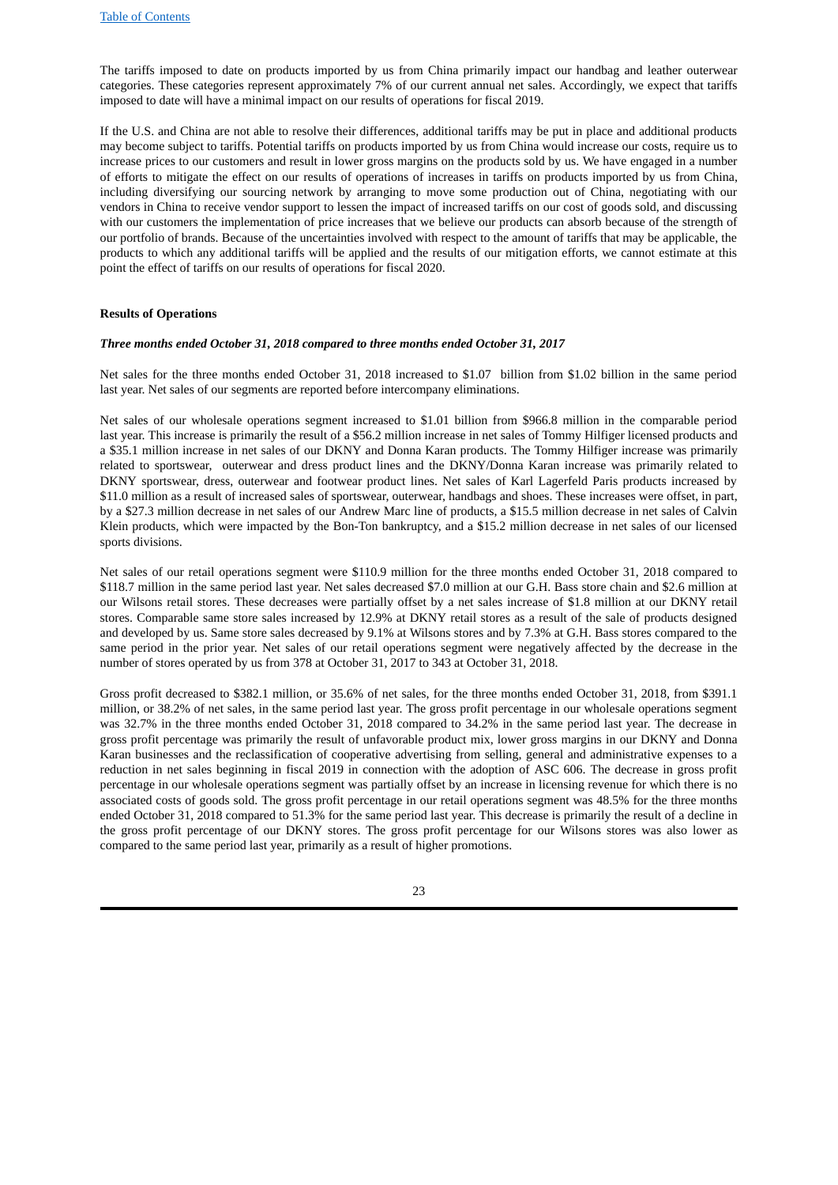The tariffs imposed to date on products imported by us from China primarily impact our handbag and leather outerwear categories. These categories represent approximately 7% of our current annual net sales. Accordingly, we expect that tariffs imposed to date will have a minimal impact on our results of operations for fiscal 2019.

If the U.S. and China are not able to resolve their differences, additional tariffs may be put in place and additional products may become subject to tariffs. Potential tariffs on products imported by us from China would increase our costs, require us to increase prices to our customers and result in lower gross margins on the products sold by us. We have engaged in a number of efforts to mitigate the effect on our results of operations of increases in tariffs on products imported by us from China, including diversifying our sourcing network by arranging to move some production out of China, negotiating with our vendors in China to receive vendor support to lessen the impact of increased tariffs on our cost of goods sold, and discussing with our customers the implementation of price increases that we believe our products can absorb because of the strength of our portfolio of brands. Because of the uncertainties involved with respect to the amount of tariffs that may be applicable, the products to which any additional tariffs will be applied and the results of our mitigation efforts, we cannot estimate at this point the effect of tariffs on our results of operations for fiscal 2020.

**Results of Operations**

***Three months ended October 31, 2018 compared to three months ended October 31, 2017***

Net sales for the three months ended October 31, 2018 increased to $1.07 billion from $1.02 billion in the same period last year. Net sales of our segments are reported before intercompany eliminations.

Net sales of our wholesale operations segment increased to $1.01 billion from $966.8 million in the comparable period last year. This increase is primarily the result of a $56.2 million increase in net sales of Tommy Hilfiger licensed products and a $35.1 million increase in net sales of our DKNY and Donna Karan products. The Tommy Hilfiger increase was primarily related to sportswear, outerwear and dress product lines and the DKNY/Donna Karan increase was primarily related to DKNY sportswear, dress, outerwear and footwear product lines. Net sales of Karl Lagerfeld Paris products increased by $11.0 million as a result of increased sales of sportswear, outerwear, handbags and shoes. These increases were offset, in part, by a $27.3 million decrease in net sales of our Andrew Marc line of products, a $15.5 million decrease in net sales of Calvin Klein products, which were impacted by the Bon-Ton bankruptcy, and a $15.2 million decrease in net sales of our licensed sports divisions.

Net sales of our retail operations segment were $110.9 million for the three months ended October 31, 2018 compared to $118.7 million in the same period last year. Net sales decreased $7.0 million at our G.H. Bass store chain and $2.6 million at our Wilsons retail stores. These decreases were partially offset by a net sales increase of $1.8 million at our DKNY retail stores. Comparable same store sales increased by 12.9% at DKNY retail stores as a result of the sale of products designed and developed by us. Same store sales decreased by 9.1% at Wilsons stores and by 7.3% at G.H. Bass stores compared to the same period in the prior year. Net sales of our retail operations segment were negatively affected by the decrease in the number of stores operated by us from 378 at October 31, 2017 to 343 at October 31, 2018.

Gross profit decreased to $382.1 million, or 35.6% of net sales, for the three months ended October 31, 2018, from $391.1 million, or 38.2% of net sales, in the same period last year. The gross profit percentage in our wholesale operations segment was 32.7% in the three months ended October 31, 2018 compared to 34.2% in the same period last year. The decrease in gross profit percentage was primarily the result of unfavorable product mix, lower gross margins in our DKNY and Donna Karan businesses and the reclassification of cooperative advertising from selling, general and administrative expenses to a reduction in net sales beginning in fiscal 2019 in connection with the adoption of ASC 606. The decrease in gross profit percentage in our wholesale operations segment was partially offset by an increase in licensing revenue for which there is no associated costs of goods sold. The gross profit percentage in our retail operations segment was 48.5% for the three months ended October 31, 2018 compared to 51.3% for the same period last year. This decrease is primarily the result of a decline in the gross profit percentage of our DKNY stores. The gross profit percentage for our Wilsons stores was also lower as compared to the same period last year, primarily as a result of higher promotions.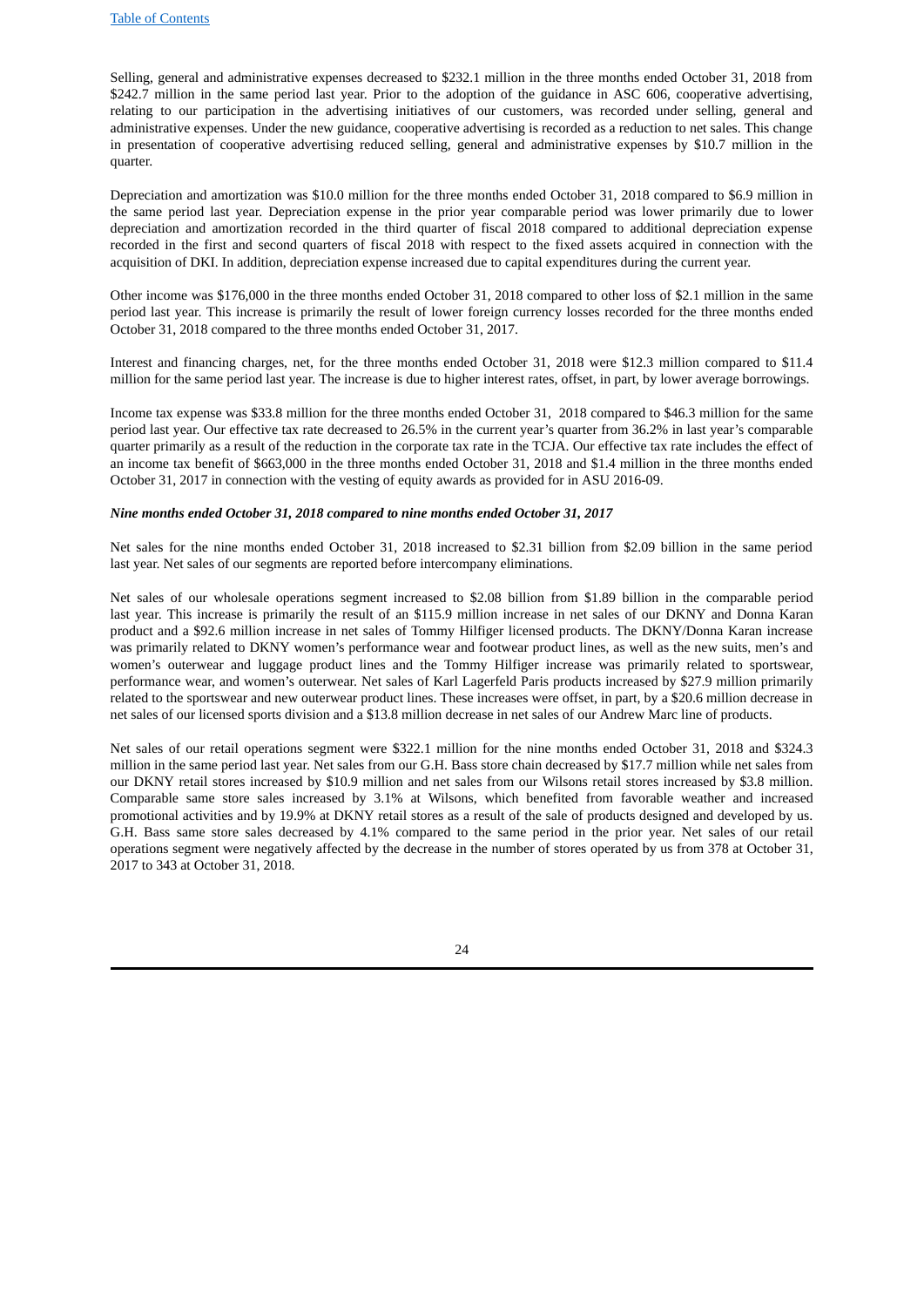Selling, general and administrative expenses decreased to $232.1 million in the three months ended October 31, 2018 from $242.7 million in the same period last year. Prior to the adoption of the guidance in ASC 606, cooperative advertising, relating to our participation in the advertising initiatives of our customers, was recorded under selling, general and administrative expenses. Under the new guidance, cooperative advertising is recorded as a reduction to net sales. This change in presentation of cooperative advertising reduced selling, general and administrative expenses by $10.7 million in the quarter.

Depreciation and amortization was $10.0 million for the three months ended October 31, 2018 compared to $6.9 million in the same period last year. Depreciation expense in the prior year comparable period was lower primarily due to lower depreciation and amortization recorded in the third quarter of fiscal 2018 compared to additional depreciation expense recorded in the first and second quarters of fiscal 2018 with respect to the fixed assets acquired in connection with the acquisition of DKI. In addition, depreciation expense increased due to capital expenditures during the current year.

Other income was $176,000 in the three months ended October 31, 2018 compared to other loss of $2.1 million in the same period last year. This increase is primarily the result of lower foreign currency losses recorded for the three months ended October 31, 2018 compared to the three months ended October 31, 2017.

Interest and financing charges, net, for the three months ended October 31, 2018 were $12.3 million compared to $11.4 million for the same period last year. The increase is due to higher interest rates, offset, in part, by lower average borrowings.

Income tax expense was $33.8 million for the three months ended October 31, 2018 compared to $46.3 million for the same period last year. Our effective tax rate decreased to 26.5% in the current year's quarter from 36.2% in last year's comparable quarter primarily as a result of the reduction in the corporate tax rate in the TCJA. Our effective tax rate includes the effect of an income tax benefit of $663,000 in the three months ended October 31, 2018 and $1.4 million in the three months ended October 31, 2017 in connection with the vesting of equity awards as provided for in ASU 2016-09.

***Nine months ended October 31, 2018 compared to nine months ended October 31, 2017***

Net sales for the nine months ended October 31, 2018 increased to $2.31 billion from $2.09 billion in the same period last year. Net sales of our segments are reported before intercompany eliminations.

Net sales of our wholesale operations segment increased to $2.08 billion from $1.89 billion in the comparable period last year. This increase is primarily the result of an $115.9 million increase in net sales of our DKNY and Donna Karan product and a $92.6 million increase in net sales of Tommy Hilfiger licensed products. The DKNY/Donna Karan increase was primarily related to DKNY women's performance wear and footwear product lines, as well as the new suits, men's and women's outerwear and luggage product lines and the Tommy Hilfiger increase was primarily related to sportswear, performance wear, and women's outerwear. Net sales of Karl Lagerfeld Paris products increased by $27.9 million primarily related to the sportswear and new outerwear product lines. These increases were offset, in part, by a $20.6 million decrease in net sales of our licensed sports division and a $13.8 million decrease in net sales of our Andrew Marc line of products.

Net sales of our retail operations segment were $322.1 million for the nine months ended October 31, 2018 and $324.3 million in the same period last year. Net sales from our G.H. Bass store chain decreased by $17.7 million while net sales from our DKNY retail stores increased by $10.9 million and net sales from our Wilsons retail stores increased by $3.8 million. Comparable same store sales increased by 3.1% at Wilsons, which benefited from favorable weather and increased promotional activities and by 19.9% at DKNY retail stores as a result of the sale of products designed and developed by us. G.H. Bass same store sales decreased by 4.1% compared to the same period in the prior year. Net sales of our retail operations segment were negatively affected by the decrease in the number of stores operated by us from 378 at October 31, 2017 to 343 at October 31, 2018.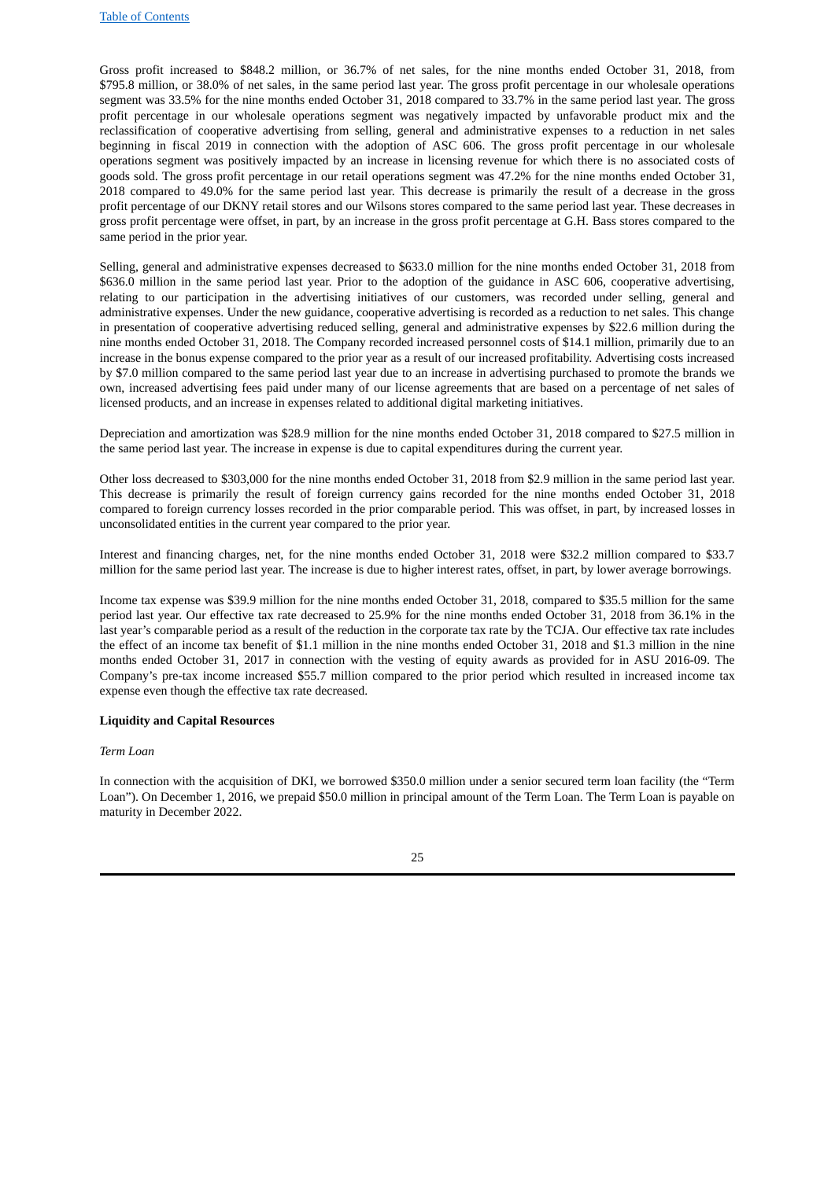Gross profit increased to $848.2 million, or 36.7% of net sales, for the nine months ended October 31, 2018, from $795.8 million, or 38.0% of net sales, in the same period last year. The gross profit percentage in our wholesale operations segment was 33.5% for the nine months ended October 31, 2018 compared to 33.7% in the same period last year. The gross profit percentage in our wholesale operations segment was negatively impacted by unfavorable product mix and the reclassification of cooperative advertising from selling, general and administrative expenses to a reduction in net sales beginning in fiscal 2019 in connection with the adoption of ASC 606. The gross profit percentage in our wholesale operations segment was positively impacted by an increase in licensing revenue for which there is no associated costs of goods sold. The gross profit percentage in our retail operations segment was 47.2% for the nine months ended October 31, 2018 compared to 49.0% for the same period last year. This decrease is primarily the result of a decrease in the gross profit percentage of our DKNY retail stores and our Wilsons stores compared to the same period last year. These decreases in gross profit percentage were offset, in part, by an increase in the gross profit percentage at G.H. Bass stores compared to the same period in the prior year.

Selling, general and administrative expenses decreased to $633.0 million for the nine months ended October 31, 2018 from $636.0 million in the same period last year. Prior to the adoption of the guidance in ASC 606, cooperative advertising, relating to our participation in the advertising initiatives of our customers, was recorded under selling, general and administrative expenses. Under the new guidance, cooperative advertising is recorded as a reduction to net sales. This change in presentation of cooperative advertising reduced selling, general and administrative expenses by $22.6 million during the nine months ended October 31, 2018. The Company recorded increased personnel costs of $14.1 million, primarily due to an increase in the bonus expense compared to the prior year as a result of our increased profitability. Advertising costs increased by $7.0 million compared to the same period last year due to an increase in advertising purchased to promote the brands we own, increased advertising fees paid under many of our license agreements that are based on a percentage of net sales of licensed products, and an increase in expenses related to additional digital marketing initiatives.

Depreciation and amortization was $28.9 million for the nine months ended October 31, 2018 compared to $27.5 million in the same period last year. The increase in expense is due to capital expenditures during the current year.

Other loss decreased to $303,000 for the nine months ended October 31, 2018 from $2.9 million in the same period last year. This decrease is primarily the result of foreign currency gains recorded for the nine months ended October 31, 2018 compared to foreign currency losses recorded in the prior comparable period. This was offset, in part, by increased losses in unconsolidated entities in the current year compared to the prior year.

Interest and financing charges, net, for the nine months ended October 31, 2018 were $32.2 million compared to $33.7 million for the same period last year. The increase is due to higher interest rates, offset, in part, by lower average borrowings.

Income tax expense was $39.9 million for the nine months ended October 31, 2018, compared to $35.5 million for the same period last year. Our effective tax rate decreased to 25.9% for the nine months ended October 31, 2018 from 36.1% in the last year's comparable period as a result of the reduction in the corporate tax rate by the TCJA. Our effective tax rate includes the effect of an income tax benefit of $1.1 million in the nine months ended October 31, 2018 and $1.3 million in the nine months ended October 31, 2017 in connection with the vesting of equity awards as provided for in ASU 2016-09. The Company's pre-tax income increased $55.7 million compared to the prior period which resulted in increased income tax expense even though the effective tax rate decreased.

**Liquidity and Capital Resources**

*Term Loan*

In connection with the acquisition of DKI, we borrowed $350.0 million under a senior secured term loan facility (the "Term Loan"). On December 1, 2016, we prepaid $50.0 million in principal amount of the Term Loan. The Term Loan is payable on maturity in December 2022.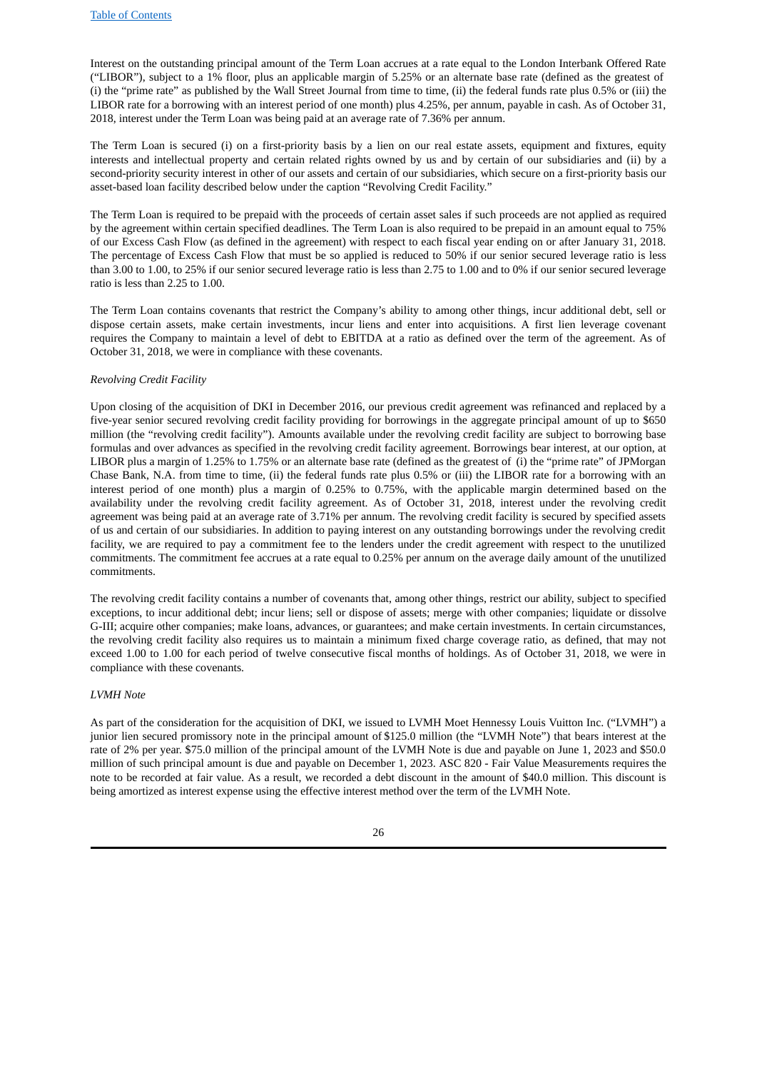Interest on the outstanding principal amount of the Term Loan accrues at a rate equal to the London Interbank Offered Rate ("LIBOR"), subject to a 1% floor, plus an applicable margin of 5.25% or an alternate base rate (defined as the greatest of (i) the "prime rate" as published by the Wall Street Journal from time to time, (ii) the federal funds rate plus 0.5% or (iii) the LIBOR rate for a borrowing with an interest period of one month) plus 4.25%, per annum, payable in cash. As of October 31, 2018, interest under the Term Loan was being paid at an average rate of 7.36% per annum.

The Term Loan is secured (i) on a first-priority basis by a lien on our real estate assets, equipment and fixtures, equity interests and intellectual property and certain related rights owned by us and by certain of our subsidiaries and (ii) by a second-priority security interest in other of our assets and certain of our subsidiaries, which secure on a first-priority basis our asset-based loan facility described below under the caption "Revolving Credit Facility."

The Term Loan is required to be prepaid with the proceeds of certain asset sales if such proceeds are not applied as required by the agreement within certain specified deadlines. The Term Loan is also required to be prepaid in an amount equal to 75% of our Excess Cash Flow (as defined in the agreement) with respect to each fiscal year ending on or after January 31, 2018. The percentage of Excess Cash Flow that must be so applied is reduced to 50% if our senior secured leverage ratio is less than 3.00 to 1.00, to 25% if our senior secured leverage ratio is less than 2.75 to 1.00 and to 0% if our senior secured leverage ratio is less than 2.25 to 1.00.

The Term Loan contains covenants that restrict the Company's ability to among other things, incur additional debt, sell or dispose certain assets, make certain investments, incur liens and enter into acquisitions. A first lien leverage covenant requires the Company to maintain a level of debt to EBITDA at a ratio as defined over the term of the agreement. As of October 31, 2018, we were in compliance with these covenants.

*Revolving Credit Facility*

Upon closing of the acquisition of DKI in December 2016, our previous credit agreement was refinanced and replaced by a five-year senior secured revolving credit facility providing for borrowings in the aggregate principal amount of up to $650 million (the "revolving credit facility"). Amounts available under the revolving credit facility are subject to borrowing base formulas and over advances as specified in the revolving credit facility agreement. Borrowings bear interest, at our option, at LIBOR plus a margin of 1.25% to 1.75% or an alternate base rate (defined as the greatest of (i) the "prime rate" of JPMorgan Chase Bank, N.A. from time to time, (ii) the federal funds rate plus 0.5% or (iii) the LIBOR rate for a borrowing with an interest period of one month) plus a margin of 0.25% to 0.75%, with the applicable margin determined based on the availability under the revolving credit facility agreement. As of October 31, 2018, interest under the revolving credit agreement was being paid at an average rate of 3.71% per annum. The revolving credit facility is secured by specified assets of us and certain of our subsidiaries. In addition to paying interest on any outstanding borrowings under the revolving credit facility, we are required to pay a commitment fee to the lenders under the credit agreement with respect to the unutilized commitments. The commitment fee accrues at a rate equal to 0.25% per annum on the average daily amount of the unutilized commitments.

The revolving credit facility contains a number of covenants that, among other things, restrict our ability, subject to specified exceptions, to incur additional debt; incur liens; sell or dispose of assets; merge with other companies; liquidate or dissolve G-III; acquire other companies; make loans, advances, or guarantees; and make certain investments. In certain circumstances, the revolving credit facility also requires us to maintain a minimum fixed charge coverage ratio, as defined, that may not exceed 1.00 to 1.00 for each period of twelve consecutive fiscal months of holdings. As of October 31, 2018, we were in compliance with these covenants.

*LVMH Note*

As part of the consideration for the acquisition of DKI, we issued to LVMH Moet Hennessy Louis Vuitton Inc. ("LVMH") a junior lien secured promissory note in the principal amount of $125.0 million (the "LVMH Note") that bears interest at the rate of 2% per year. $75.0 million of the principal amount of the LVMH Note is due and payable on June 1, 2023 and $50.0 million of such principal amount is due and payable on December 1, 2023. ASC 820 - Fair Value Measurements requires the note to be recorded at fair value. As a result, we recorded a debt discount in the amount of $40.0 million. This discount is being amortized as interest expense using the effective interest method over the term of the LVMH Note.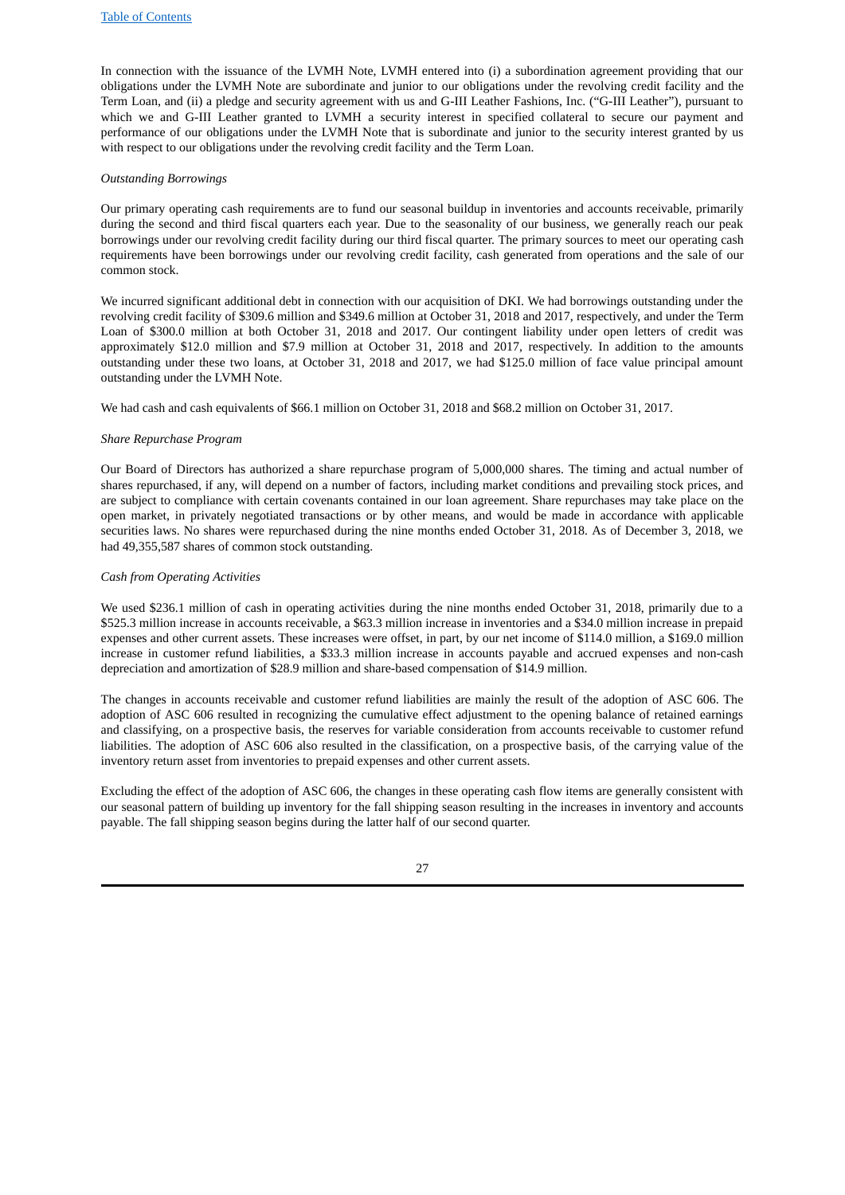In connection with the issuance of the LVMH Note, LVMH entered into (i) a subordination agreement providing that our obligations under the LVMH Note are subordinate and junior to our obligations under the revolving credit facility and the Term Loan, and (ii) a pledge and security agreement with us and G-III Leather Fashions, Inc. ("G-III Leather"), pursuant to which we and G-III Leather granted to LVMH a security interest in specified collateral to secure our payment and performance of our obligations under the LVMH Note that is subordinate and junior to the security interest granted by us with respect to our obligations under the revolving credit facility and the Term Loan.

*Outstanding Borrowings*

Our primary operating cash requirements are to fund our seasonal buildup in inventories and accounts receivable, primarily during the second and third fiscal quarters each year. Due to the seasonality of our business, we generally reach our peak borrowings under our revolving credit facility during our third fiscal quarter. The primary sources to meet our operating cash requirements have been borrowings under our revolving credit facility, cash generated from operations and the sale of our common stock.

We incurred significant additional debt in connection with our acquisition of DKI. We had borrowings outstanding under the revolving credit facility of $309.6 million and $349.6 million at October 31, 2018 and 2017, respectively, and under the Term Loan of $300.0 million at both October 31, 2018 and 2017. Our contingent liability under open letters of credit was approximately $12.0 million and $7.9 million at October 31, 2018 and 2017, respectively. In addition to the amounts outstanding under these two loans, at October 31, 2018 and 2017, we had $125.0 million of face value principal amount outstanding under the LVMH Note.

We had cash and cash equivalents of $66.1 million on October 31, 2018 and $68.2 million on October 31, 2017.

*Share Repurchase Program*

Our Board of Directors has authorized a share repurchase program of 5,000,000 shares. The timing and actual number of shares repurchased, if any, will depend on a number of factors, including market conditions and prevailing stock prices, and are subject to compliance with certain covenants contained in our loan agreement. Share repurchases may take place on the open market, in privately negotiated transactions or by other means, and would be made in accordance with applicable securities laws. No shares were repurchased during the nine months ended October 31, 2018. As of December 3, 2018, we had 49,355,587 shares of common stock outstanding.

*Cash from Operating Activities*

We used $236.1 million of cash in operating activities during the nine months ended October 31, 2018, primarily due to a $525.3 million increase in accounts receivable, a $63.3 million increase in inventories and a $34.0 million increase in prepaid expenses and other current assets. These increases were offset, in part, by our net income of $114.0 million, a $169.0 million increase in customer refund liabilities, a $33.3 million increase in accounts payable and accrued expenses and non-cash depreciation and amortization of $28.9 million and share-based compensation of $14.9 million.

The changes in accounts receivable and customer refund liabilities are mainly the result of the adoption of ASC 606. The adoption of ASC 606 resulted in recognizing the cumulative effect adjustment to the opening balance of retained earnings and classifying, on a prospective basis, the reserves for variable consideration from accounts receivable to customer refund liabilities. The adoption of ASC 606 also resulted in the classification, on a prospective basis, of the carrying value of the inventory return asset from inventories to prepaid expenses and other current assets.

Excluding the effect of the adoption of ASC 606, the changes in these operating cash flow items are generally consistent with our seasonal pattern of building up inventory for the fall shipping season resulting in the increases in inventory and accounts payable. The fall shipping season begins during the latter half of our second quarter.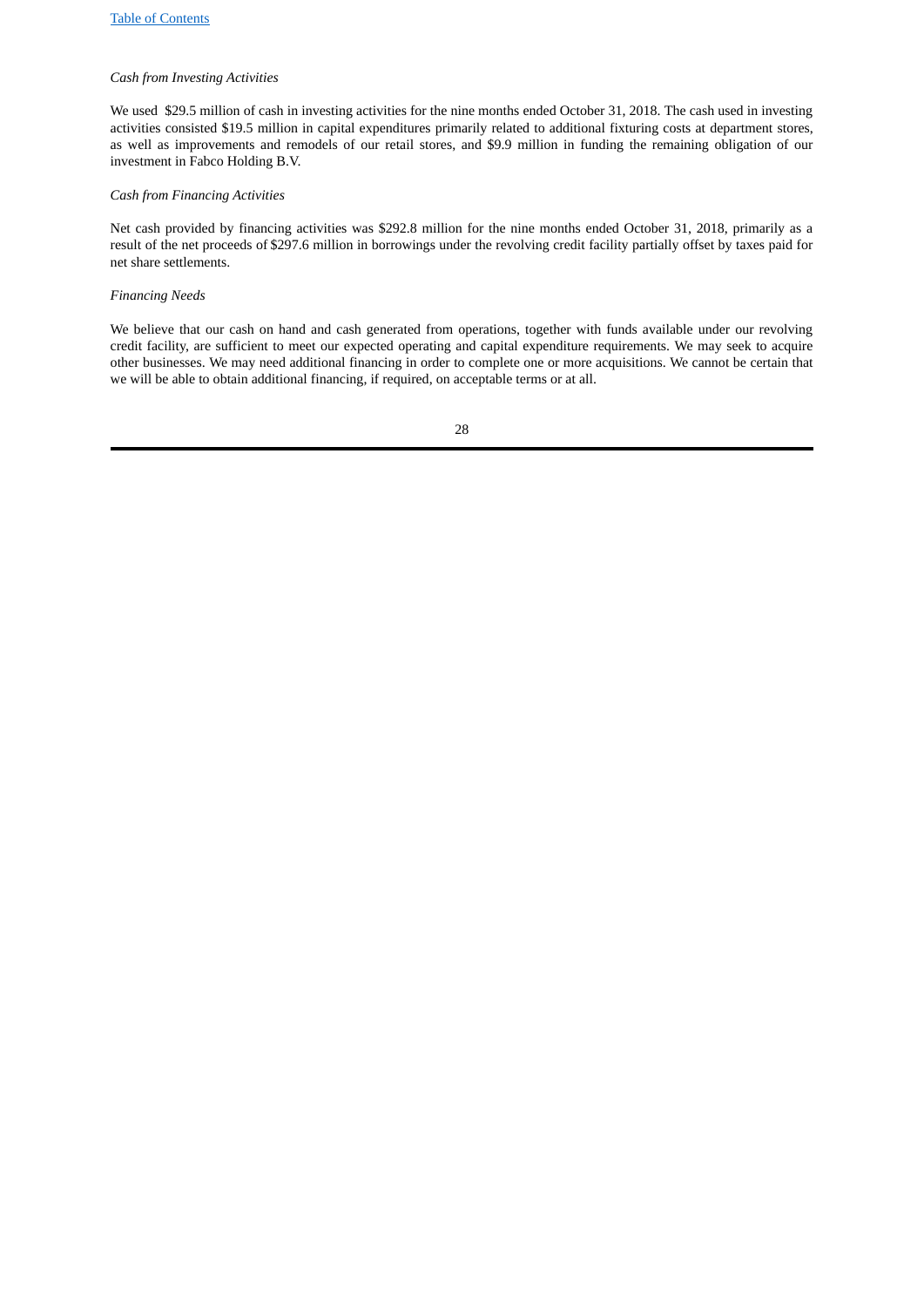*Cash from Investing Activities*

We used $29.5 million of cash in investing activities for the nine months ended October 31, 2018. The cash used in investing activities consisted $19.5 million in capital expenditures primarily related to additional fixturing costs at department stores, as well as improvements and remodels of our retail stores, and $9.9 million in funding the remaining obligation of our investment in Fabco Holding B.V.

*Cash from Financing Activities*

Net cash provided by financing activities was $292.8 million for the nine months ended October 31, 2018, primarily as a result of the net proceeds of $297.6 million in borrowings under the revolving credit facility partially offset by taxes paid for net share settlements.

*Financing Needs*

We believe that our cash on hand and cash generated from operations, together with funds available under our revolving credit facility, are sufficient to meet our expected operating and capital expenditure requirements. We may seek to acquire other businesses. We may need additional financing in order to complete one or more acquisitions. We cannot be certain that we will be able to obtain additional financing, if required, on acceptable terms or at all.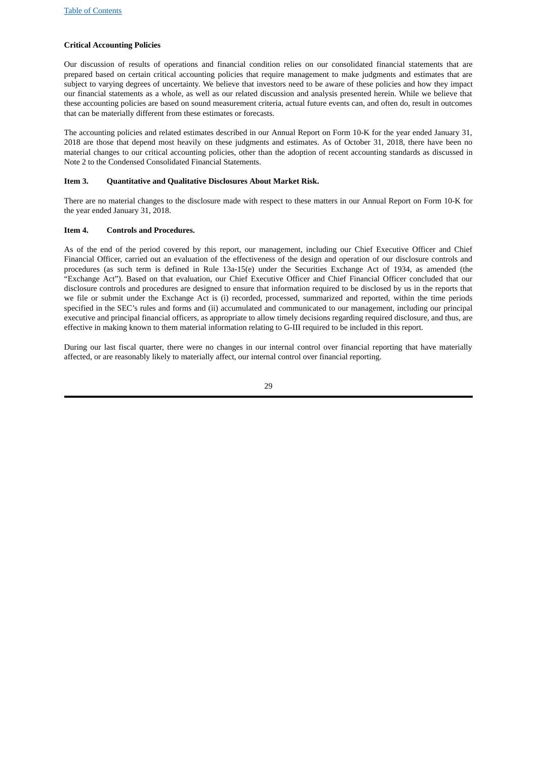**Critical Accounting Policies**

Our discussion of results of operations and financial condition relies on our consolidated financial statements that are prepared based on certain critical accounting policies that require management to make judgments and estimates that are subject to varying degrees of uncertainty. We believe that investors need to be aware of these policies and how they impact our financial statements as a whole, as well as our related discussion and analysis presented herein. While we believe that these accounting policies are based on sound measurement criteria, actual future events can, and often do, result in outcomes that can be materially different from these estimates or forecasts.

The accounting policies and related estimates described in our Annual Report on Form 10-K for the year ended January 31, 2018 are those that depend most heavily on these judgments and estimates. As of October 31, 2018, there have been no material changes to our critical accounting policies, other than the adoption of recent accounting standards as discussed in Note 2 to the Condensed Consolidated Financial Statements.

## Item 3. Quantitative and Qualitative Disclosures About Market Risk.

There are no material changes to the disclosure made with respect to these matters in our Annual Report on Form 10-K for the year ended January 31, 2018.

## Item 4. Controls and Procedures.

As of the end of the period covered by this report, our management, including our Chief Executive Officer and Chief Financial Officer, carried out an evaluation of the effectiveness of the design and operation of our disclosure controls and procedures (as such term is defined in Rule 13a-15(e) under the Securities Exchange Act of 1934, as amended (the "Exchange Act"). Based on that evaluation, our Chief Executive Officer and Chief Financial Officer concluded that our disclosure controls and procedures are designed to ensure that information required to be disclosed by us in the reports that we file or submit under the Exchange Act is (i) recorded, processed, summarized and reported, within the time periods specified in the SEC's rules and forms and (ii) accumulated and communicated to our management, including our principal executive and principal financial officers, as appropriate to allow timely decisions regarding required disclosure, and thus, are effective in making known to them material information relating to G-III required to be included in this report.

During our last fiscal quarter, there were no changes in our internal control over financial reporting that have materially affected, or are reasonably likely to materially affect, our internal control over financial reporting.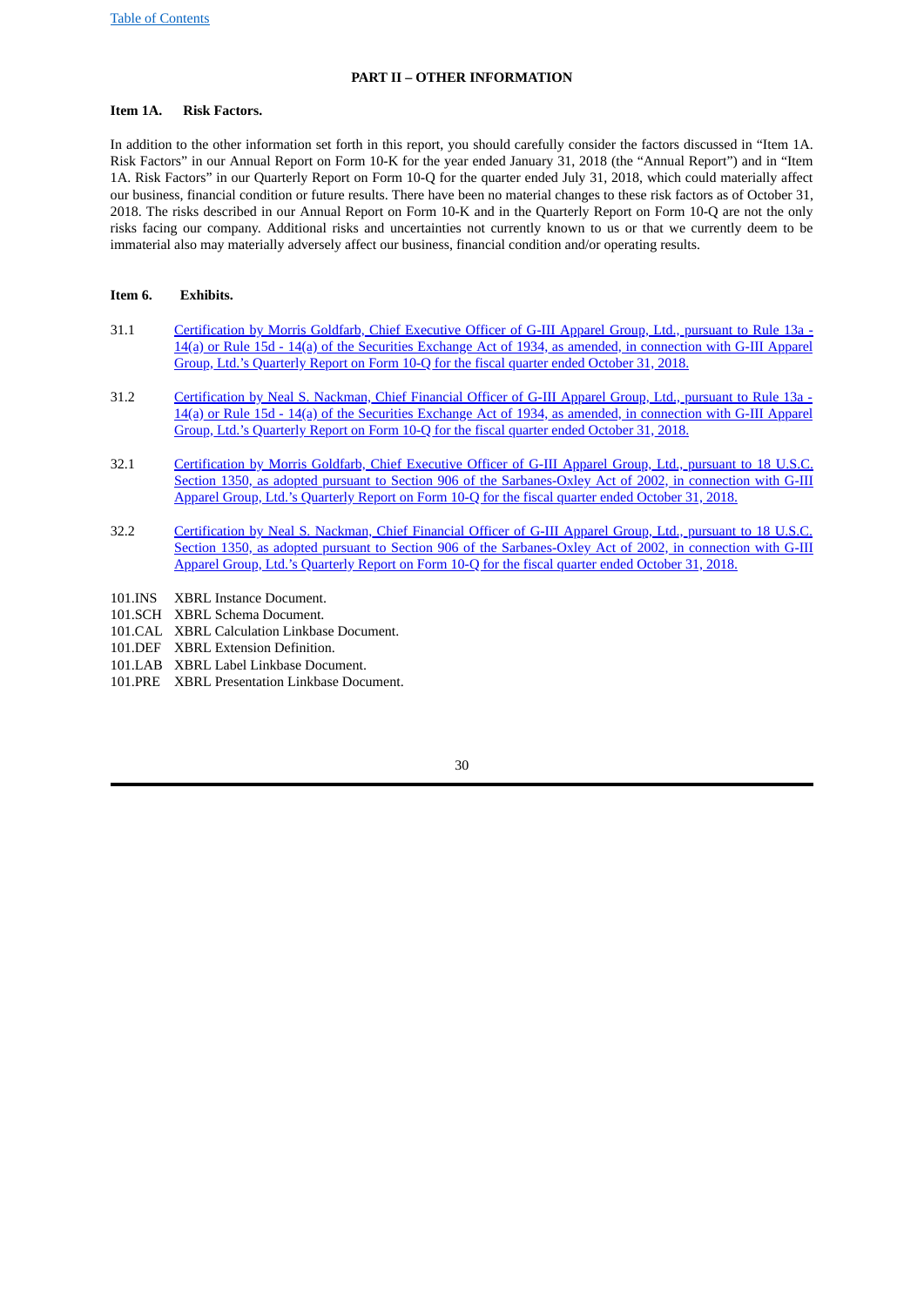## PART II – OTHER INFORMATION

### Item 1A. Risk Factors.

In addition to the other information set forth in this report, you should carefully consider the factors discussed in "Item 1A. Risk Factors" in our Annual Report on Form 10-K for the year ended January 31, 2018 (the "Annual Report") and in "Item 1A. Risk Factors" in our Quarterly Report on Form 10-Q for the quarter ended July 31, 2018, which could materially affect our business, financial condition or future results. There have been no material changes to these risk factors as of October 31, 2018. The risks described in our Annual Report on Form 10-K and in the Quarterly Report on Form 10-Q are not the only risks facing our company. Additional risks and uncertainties not currently known to us or that we currently deem to be immaterial also may materially adversely affect our business, financial condition and/or operating results.

### Item 6. Exhibits.

| | |
|---|---|
| 31.1 | Certification by Morris Goldfarb, Chief Executive Officer of G-III Apparel Group, Ltd., pursuant to Rule 13a - 14(a) or Rule 15d - 14(a) of the Securities Exchange Act of 1934, as amended, in connection with G-III Apparel Group, Ltd.'s Quarterly Report on Form 10-Q for the fiscal quarter ended October 31, 2018. |
| 31.2 | Certification by Neal S. Nackman, Chief Financial Officer of G-III Apparel Group, Ltd., pursuant to Rule 13a - 14(a) or Rule 15d - 14(a) of the Securities Exchange Act of 1934, as amended, in connection with G-III Apparel Group, Ltd.'s Quarterly Report on Form 10-Q for the fiscal quarter ended October 31, 2018. |
| 32.1 | Certification by Morris Goldfarb, Chief Executive Officer of G-III Apparel Group, Ltd., pursuant to 18 U.S.C. Section 1350, as adopted pursuant to Section 906 of the Sarbanes-Oxley Act of 2002, in connection with G-III Apparel Group, Ltd.'s Quarterly Report on Form 10-Q for the fiscal quarter ended October 31, 2018. |
| 32.2 | Certification by Neal S. Nackman, Chief Financial Officer of G-III Apparel Group, Ltd., pursuant to 18 U.S.C. Section 1350, as adopted pursuant to Section 906 of the Sarbanes-Oxley Act of 2002, in connection with G-III Apparel Group, Ltd.'s Quarterly Report on Form 10-Q for the fiscal quarter ended October 31, 2018. |
| 101.INS | XBRL Instance Document. |
| 101.SCH | XBRL Schema Document. |
| 101.CAL | XBRL Calculation Linkbase Document. |
| 101.DEF | XBRL Extension Definition. |
| 101.LAB | XBRL Label Linkbase Document. |
| 101.PRE | XBRL Presentation Linkbase Document. |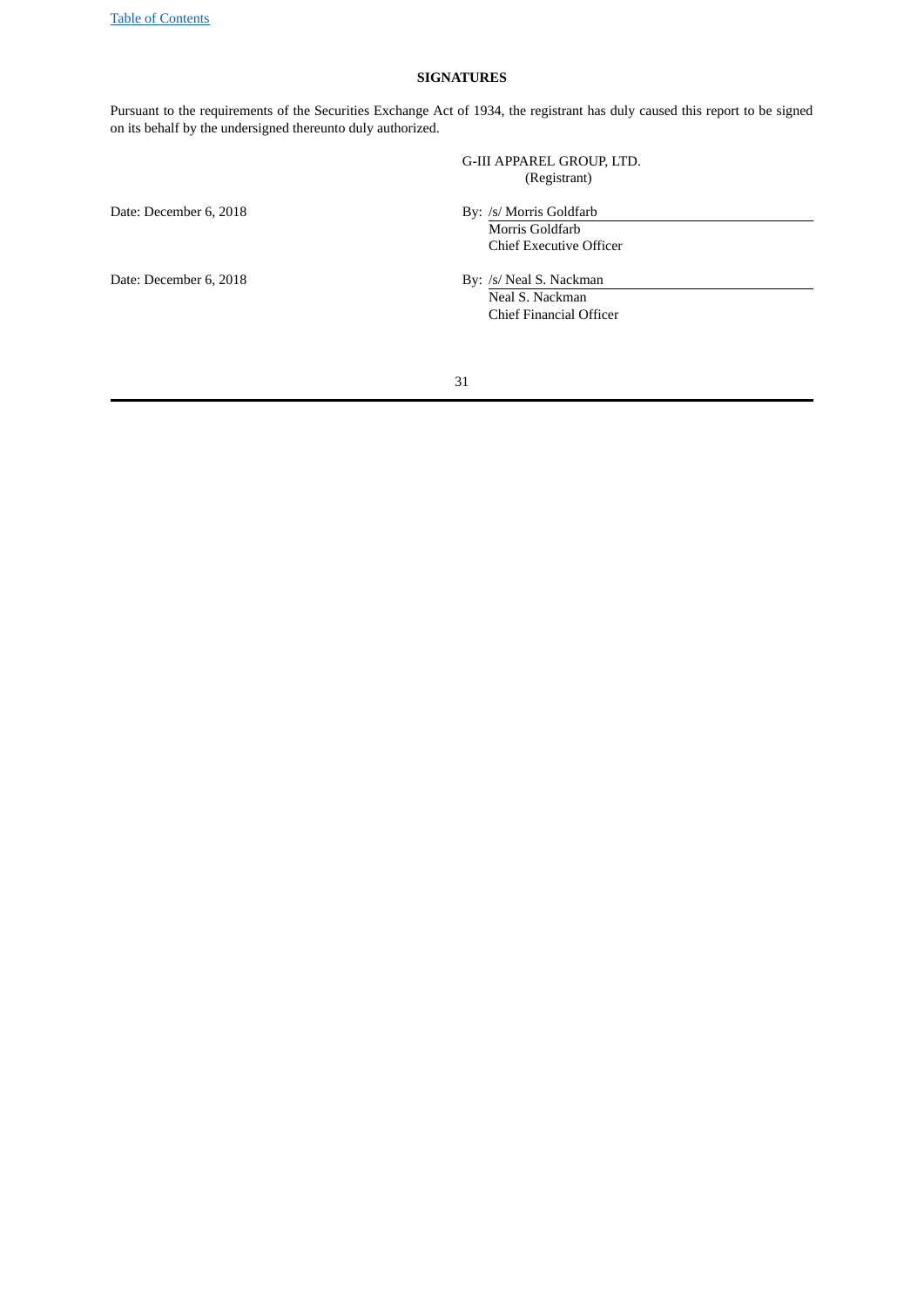## SIGNATURES

Pursuant to the requirements of the Securities Exchange Act of 1934, the registrant has duly caused this report to be signed on its behalf by the undersigned thereunto duly authorized.

G-III APPAREL GROUP, LTD.
(Registrant)

Date: December 6, 2018

By: /s/ Morris Goldfarb
Morris Goldfarb
Chief Executive Officer

Date: December 6, 2018

By: /s/ Neal S. Nackman
Neal S. Nackman
Chief Financial Officer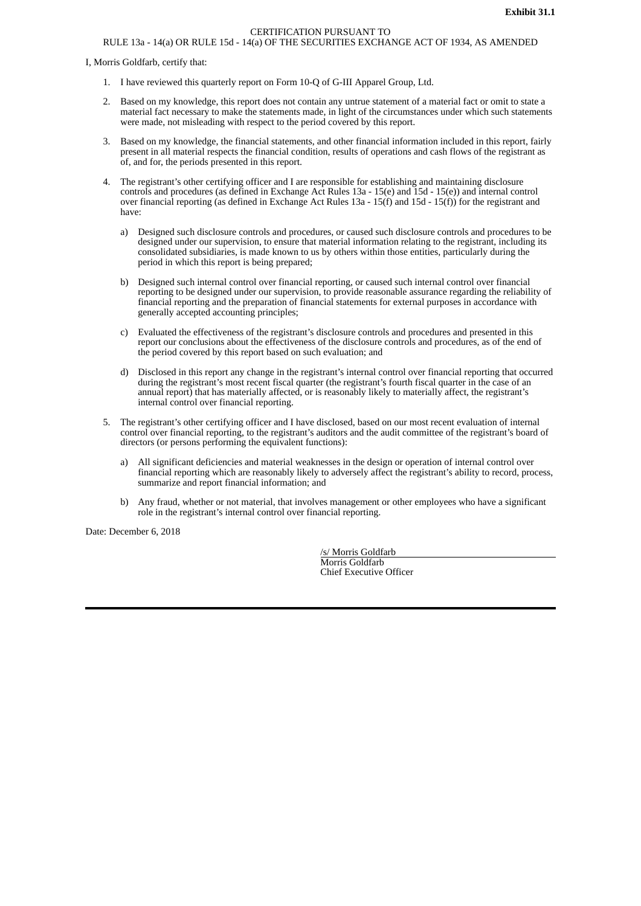**Exhibit 31.1**

CERTIFICATION PURSUANT TO
RULE 13a - 14(a) OR RULE 15d - 14(a) OF THE SECURITIES EXCHANGE ACT OF 1934, AS AMENDED

I, Morris Goldfarb, certify that:

1. I have reviewed this quarterly report on Form 10-Q of G-III Apparel Group, Ltd.

2. Based on my knowledge, this report does not contain any untrue statement of a material fact or omit to state a material fact necessary to make the statements made, in light of the circumstances under which such statements were made, not misleading with respect to the period covered by this report.

3. Based on my knowledge, the financial statements, and other financial information included in this report, fairly present in all material respects the financial condition, results of operations and cash flows of the registrant as of, and for, the periods presented in this report.

4. The registrant's other certifying officer and I are responsible for establishing and maintaining disclosure controls and procedures (as defined in Exchange Act Rules 13a - 15(e) and 15d - 15(e)) and internal control over financial reporting (as defined in Exchange Act Rules 13a - 15(f) and 15d - 15(f)) for the registrant and have:

   a) Designed such disclosure controls and procedures, or caused such disclosure controls and procedures to be designed under our supervision, to ensure that material information relating to the registrant, including its consolidated subsidiaries, is made known to us by others within those entities, particularly during the period in which this report is being prepared;

   b) Designed such internal control over financial reporting, or caused such internal control over financial reporting to be designed under our supervision, to provide reasonable assurance regarding the reliability of financial reporting and the preparation of financial statements for external purposes in accordance with generally accepted accounting principles;

   c) Evaluated the effectiveness of the registrant's disclosure controls and procedures and presented in this report our conclusions about the effectiveness of the disclosure controls and procedures, as of the end of the period covered by this report based on such evaluation; and

   d) Disclosed in this report any change in the registrant's internal control over financial reporting that occurred during the registrant's most recent fiscal quarter (the registrant's fourth fiscal quarter in the case of an annual report) that has materially affected, or is reasonably likely to materially affect, the registrant's internal control over financial reporting.

5. The registrant's other certifying officer and I have disclosed, based on our most recent evaluation of internal control over financial reporting, to the registrant's auditors and the audit committee of the registrant's board of directors (or persons performing the equivalent functions):

   a) All significant deficiencies and material weaknesses in the design or operation of internal control over financial reporting which are reasonably likely to adversely affect the registrant's ability to record, process, summarize and report financial information; and

   b) Any fraud, whether or not material, that involves management or other employees who have a significant role in the registrant's internal control over financial reporting.

Date: December 6, 2018

/s/ Morris Goldfarb
Morris Goldfarb
Chief Executive Officer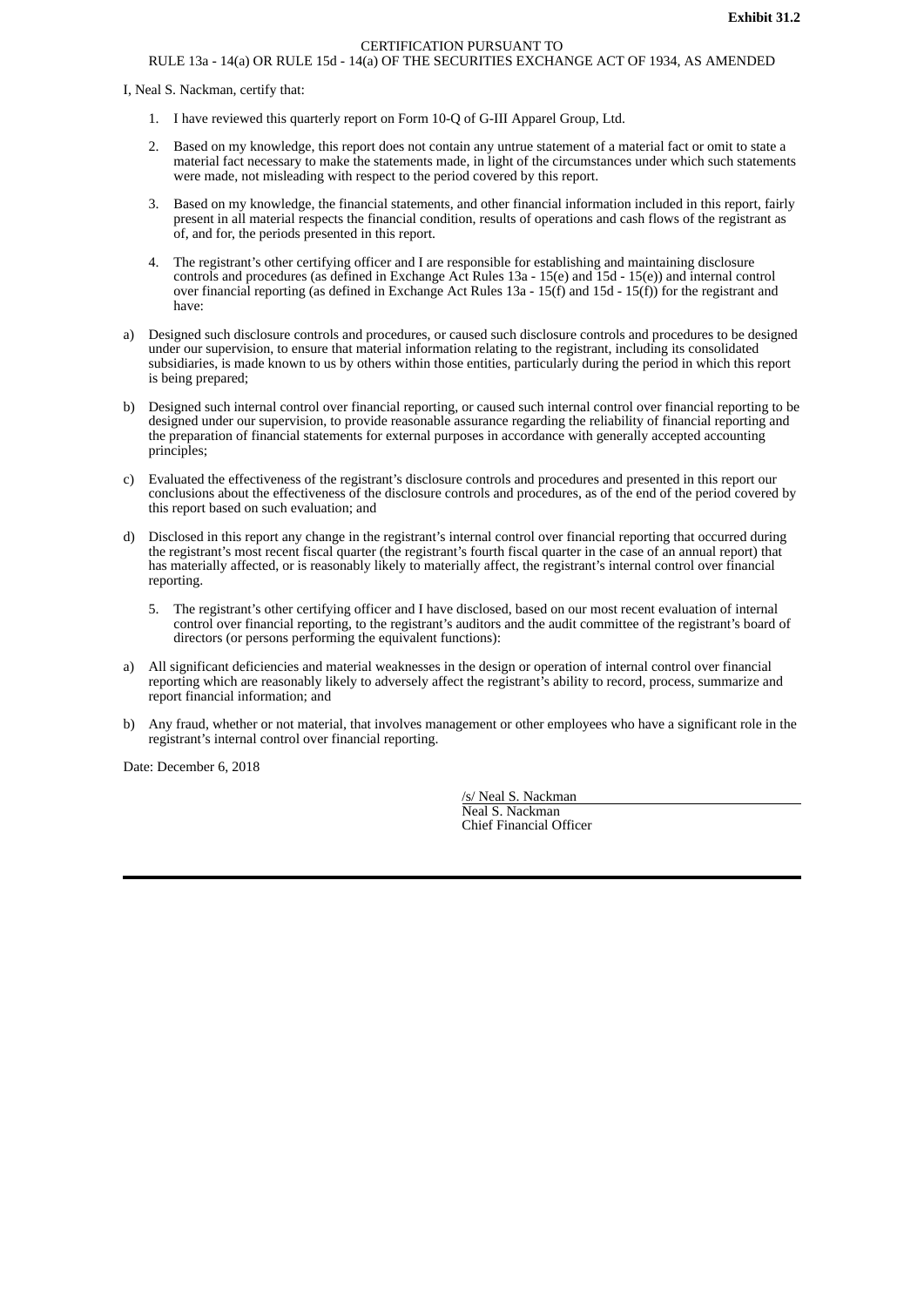**Exhibit 31.2**

CERTIFICATION PURSUANT TO
RULE 13a - 14(a) OR RULE 15d - 14(a) OF THE SECURITIES EXCHANGE ACT OF 1934, AS AMENDED

I, Neal S. Nackman, certify that:

1. I have reviewed this quarterly report on Form 10-Q of G-III Apparel Group, Ltd.

2. Based on my knowledge, this report does not contain any untrue statement of a material fact or omit to state a material fact necessary to make the statements made, in light of the circumstances under which such statements were made, not misleading with respect to the period covered by this report.

3. Based on my knowledge, the financial statements, and other financial information included in this report, fairly present in all material respects the financial condition, results of operations and cash flows of the registrant as of, and for, the periods presented in this report.

4. The registrant's other certifying officer and I are responsible for establishing and maintaining disclosure controls and procedures (as defined in Exchange Act Rules 13a - 15(e) and 15d - 15(e)) and internal control over financial reporting (as defined in Exchange Act Rules 13a - 15(f) and 15d - 15(f)) for the registrant and have:

a) Designed such disclosure controls and procedures, or caused such disclosure controls and procedures to be designed under our supervision, to ensure that material information relating to the registrant, including its consolidated subsidiaries, is made known to us by others within those entities, particularly during the period in which this report is being prepared;

b) Designed such internal control over financial reporting, or caused such internal control over financial reporting to be designed under our supervision, to provide reasonable assurance regarding the reliability of financial reporting and the preparation of financial statements for external purposes in accordance with generally accepted accounting principles;

c) Evaluated the effectiveness of the registrant's disclosure controls and procedures and presented in this report our conclusions about the effectiveness of the disclosure controls and procedures, as of the end of the period covered by this report based on such evaluation; and

d) Disclosed in this report any change in the registrant's internal control over financial reporting that occurred during the registrant's most recent fiscal quarter (the registrant's fourth fiscal quarter in the case of an annual report) that has materially affected, or is reasonably likely to materially affect, the registrant's internal control over financial reporting.

5. The registrant's other certifying officer and I have disclosed, based on our most recent evaluation of internal control over financial reporting, to the registrant's auditors and the audit committee of the registrant's board of directors (or persons performing the equivalent functions):

a) All significant deficiencies and material weaknesses in the design or operation of internal control over financial reporting which are reasonably likely to adversely affect the registrant's ability to record, process, summarize and report financial information; and

b) Any fraud, whether or not material, that involves management or other employees who have a significant role in the registrant's internal control over financial reporting.

Date: December 6, 2018

/s/ Neal S. Nackman
Neal S. Nackman
Chief Financial Officer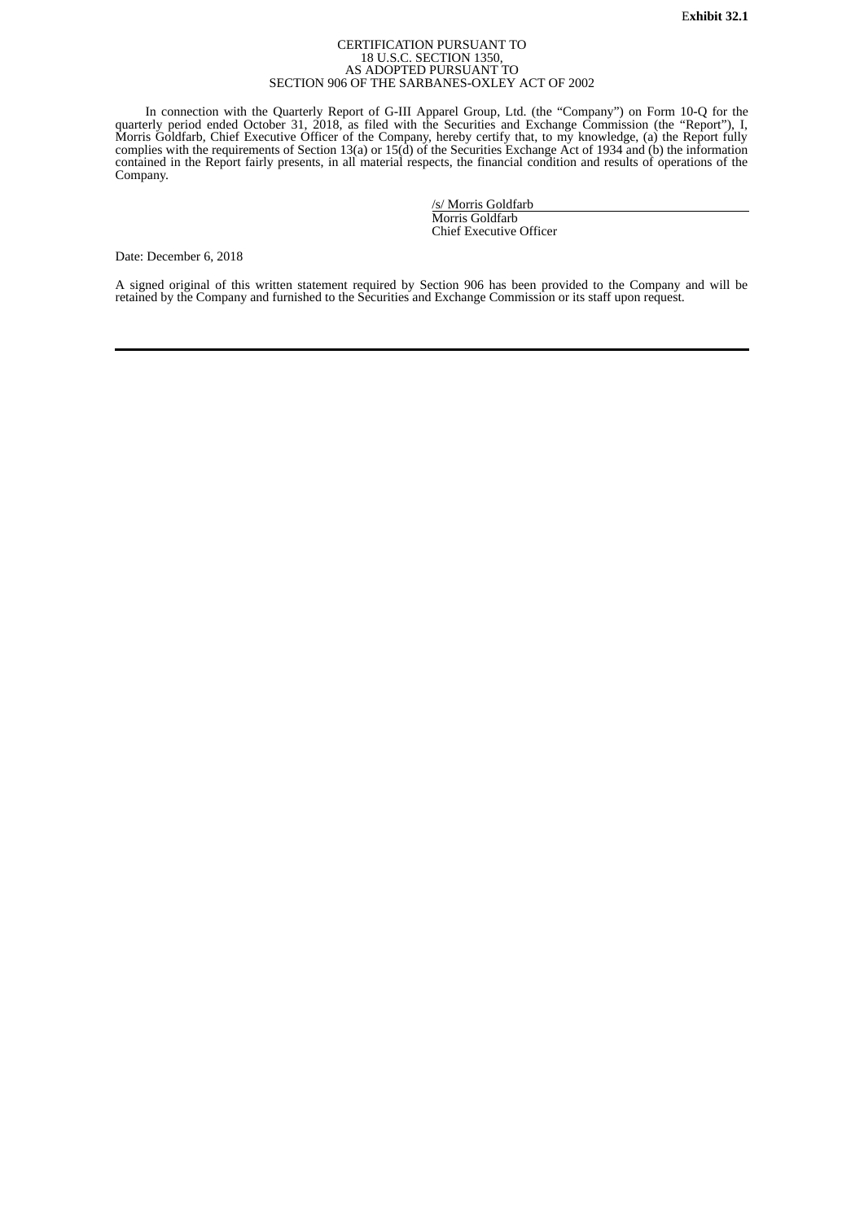**Exhibit 32.1**

CERTIFICATION PURSUANT TO
18 U.S.C. SECTION 1350,
AS ADOPTED PURSUANT TO
SECTION 906 OF THE SARBANES-OXLEY ACT OF 2002

In connection with the Quarterly Report of G-III Apparel Group, Ltd. (the "Company") on Form 10-Q for the quarterly period ended October 31, 2018, as filed with the Securities and Exchange Commission (the "Report"), I, Morris Goldfarb, Chief Executive Officer of the Company, hereby certify that, to my knowledge, (a) the Report fully complies with the requirements of Section 13(a) or 15(d) of the Securities Exchange Act of 1934 and (b) the information contained in the Report fairly presents, in all material respects, the financial condition and results of operations of the Company.

/s/ Morris Goldfarb
Morris Goldfarb
Chief Executive Officer

Date: December 6, 2018

A signed original of this written statement required by Section 906 has been provided to the Company and will be retained by the Company and furnished to the Securities and Exchange Commission or its staff upon request.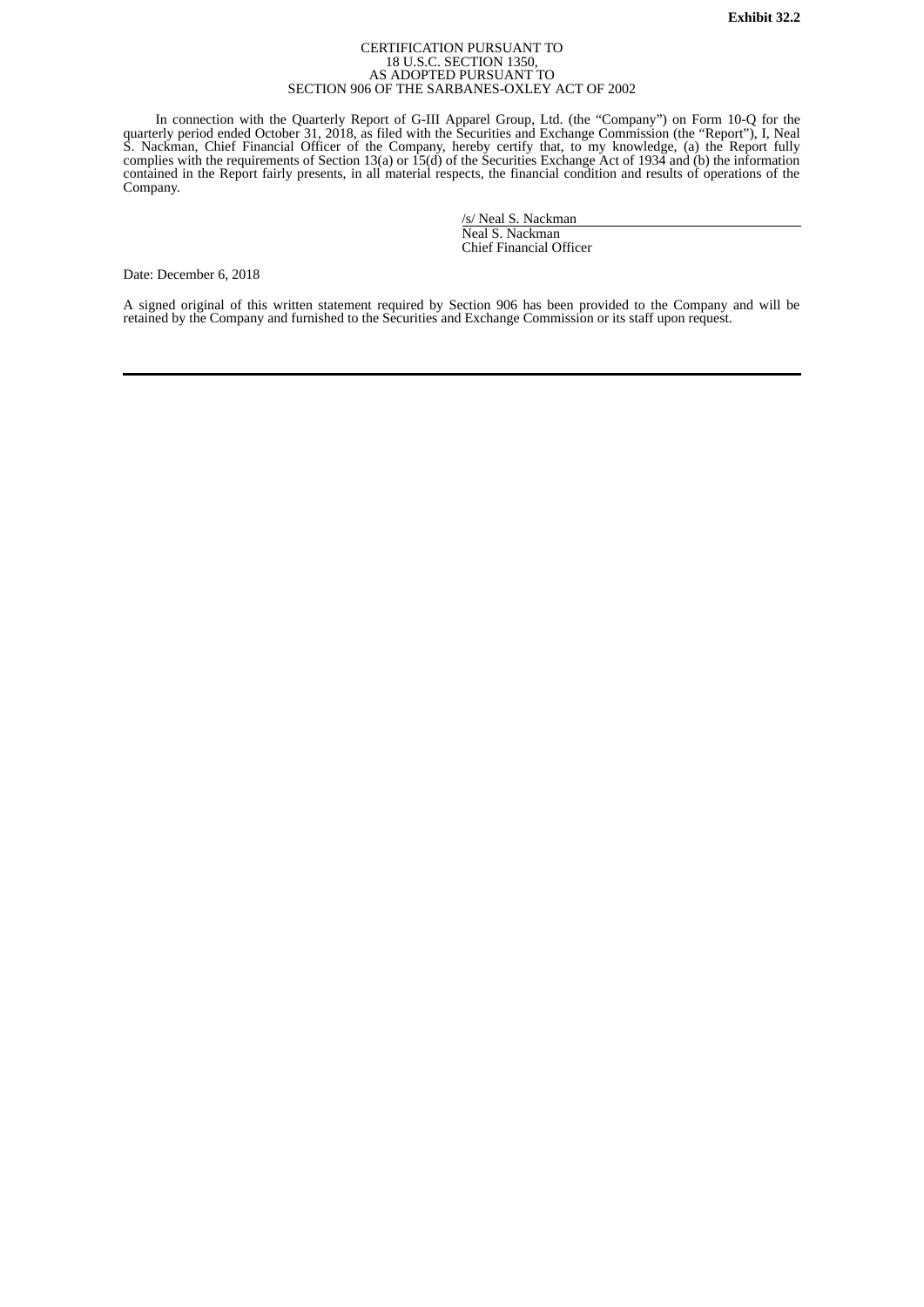**Exhibit 32.2**

CERTIFICATION PURSUANT TO
18 U.S.C. SECTION 1350,
AS ADOPTED PURSUANT TO
SECTION 906 OF THE SARBANES-OXLEY ACT OF 2002

In connection with the Quarterly Report of G-III Apparel Group, Ltd. (the "Company") on Form 10-Q for the quarterly period ended October 31, 2018, as filed with the Securities and Exchange Commission (the "Report"), I, Neal S. Nackman, Chief Financial Officer of the Company, hereby certify that, to my knowledge, (a) the Report fully complies with the requirements of Section 13(a) or 15(d) of the Securities Exchange Act of 1934 and (b) the information contained in the Report fairly presents, in all material respects, the financial condition and results of operations of the Company.

/s/ Neal S. Nackman
Neal S. Nackman
Chief Financial Officer

Date: December 6, 2018

A signed original of this written statement required by Section 906 has been provided to the Company and will be retained by the Company and furnished to the Securities and Exchange Commission or its staff upon request.